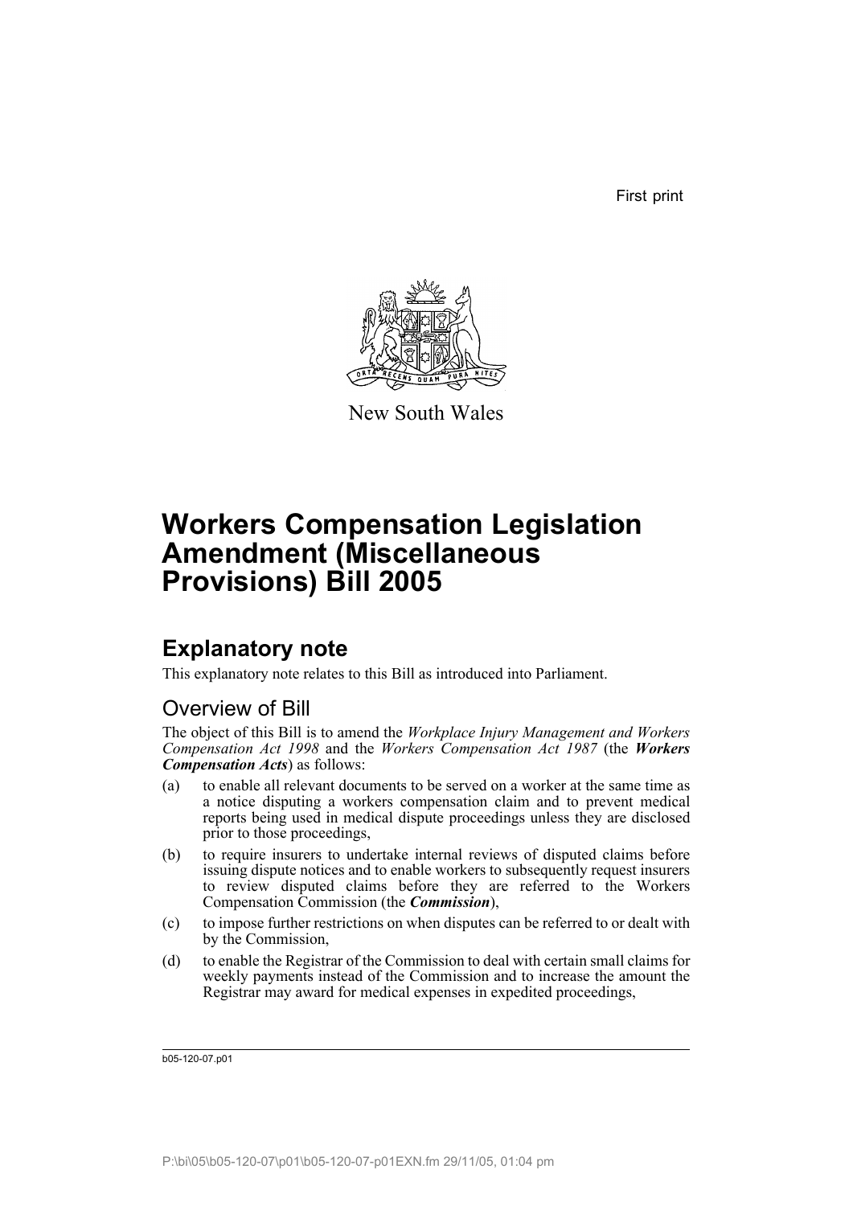First print

New South Wales

# Workers Compensation Legislation Amendment (Miscellaneous Provisions) Bill 2005

## Explanatory note

This explanatory note relates to this Bill as introduced into Parliament.

### Overview of Bill

The object of this Bill is to amend the *Workplace Injury Management and Workers Compensation Act 1998* and the *Workers Compensation Act 1987* (the ***Workers Compensation Acts***) as follows:

(a) to enable all relevant documents to be served on a worker at the same time as a notice disputing a workers compensation claim and to prevent medical reports being used in medical dispute proceedings unless they are disclosed prior to those proceedings,

(b) to require insurers to undertake internal reviews of disputed claims before issuing dispute notices and to enable workers to subsequently request insurers to review disputed claims before they are referred to the Workers Compensation Commission (the ***Commission***),

(c) to impose further restrictions on when disputes can be referred to or dealt with by the Commission,

(d) to enable the Registrar of the Commission to deal with certain small claims for weekly payments instead of the Commission and to increase the amount the Registrar may award for medical expenses in expedited proceedings,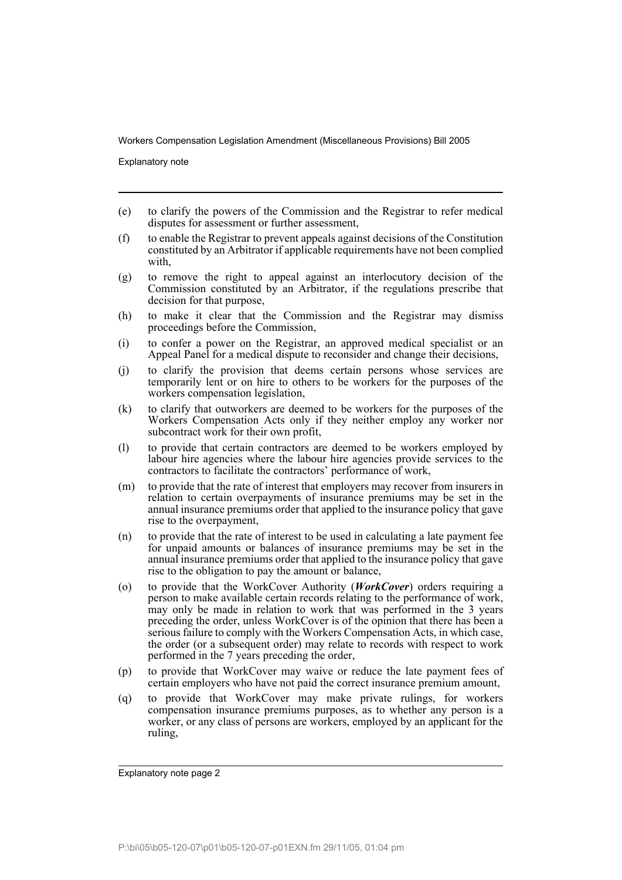(e) to clarify the powers of the Commission and the Registrar to refer medical disputes for assessment or further assessment,

(f) to enable the Registrar to prevent appeals against decisions of the Constitution constituted by an Arbitrator if applicable requirements have not been complied with,

(g) to remove the right to appeal against an interlocutory decision of the Commission constituted by an Arbitrator, if the regulations prescribe that decision for that purpose,

(h) to make it clear that the Commission and the Registrar may dismiss proceedings before the Commission,

(i) to confer a power on the Registrar, an approved medical specialist or an Appeal Panel for a medical dispute to reconsider and change their decisions,

(j) to clarify the provision that deems certain persons whose services are temporarily lent or on hire to others to be workers for the purposes of the workers compensation legislation,

(k) to clarify that outworkers are deemed to be workers for the purposes of the Workers Compensation Acts only if they neither employ any worker nor subcontract work for their own profit,

(l) to provide that certain contractors are deemed to be workers employed by labour hire agencies where the labour hire agencies provide services to the contractors to facilitate the contractors' performance of work,

(m) to provide that the rate of interest that employers may recover from insurers in relation to certain overpayments of insurance premiums may be set in the annual insurance premiums order that applied to the insurance policy that gave rise to the overpayment,

(n) to provide that the rate of interest to be used in calculating a late payment fee for unpaid amounts or balances of insurance premiums may be set in the annual insurance premiums order that applied to the insurance policy that gave rise to the obligation to pay the amount or balance,

(o) to provide that the WorkCover Authority (***WorkCover***) orders requiring a person to make available certain records relating to the performance of work, may only be made in relation to work that was performed in the 3 years preceding the order, unless WorkCover is of the opinion that there has been a serious failure to comply with the Workers Compensation Acts, in which case, the order (or a subsequent order) may relate to records with respect to work performed in the 7 years preceding the order,

(p) to provide that WorkCover may waive or reduce the late payment fees of certain employers who have not paid the correct insurance premium amount,

(q) to provide that WorkCover may make private rulings, for workers compensation insurance premiums purposes, as to whether any person is a worker, or any class of persons are workers, employed by an applicant for the ruling,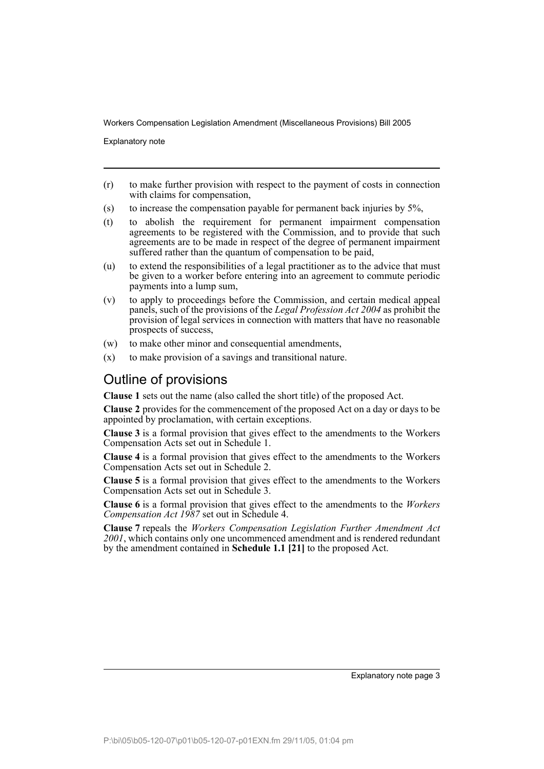(r) to make further provision with respect to the payment of costs in connection with claims for compensation,

(s) to increase the compensation payable for permanent back injuries by 5%,

(t) to abolish the requirement for permanent impairment compensation agreements to be registered with the Commission, and to provide that such agreements are to be made in respect of the degree of permanent impairment suffered rather than the quantum of compensation to be paid,

(u) to extend the responsibilities of a legal practitioner as to the advice that must be given to a worker before entering into an agreement to commute periodic payments into a lump sum,

(v) to apply to proceedings before the Commission, and certain medical appeal panels, such of the provisions of the *Legal Profession Act 2004* as prohibit the provision of legal services in connection with matters that have no reasonable prospects of success,

(w) to make other minor and consequential amendments,

(x) to make provision of a savings and transitional nature.

## Outline of provisions

**Clause 1** sets out the name (also called the short title) of the proposed Act.

**Clause 2** provides for the commencement of the proposed Act on a day or days to be appointed by proclamation, with certain exceptions.

**Clause 3** is a formal provision that gives effect to the amendments to the Workers Compensation Acts set out in Schedule 1.

**Clause 4** is a formal provision that gives effect to the amendments to the Workers Compensation Acts set out in Schedule 2.

**Clause 5** is a formal provision that gives effect to the amendments to the Workers Compensation Acts set out in Schedule 3.

**Clause 6** is a formal provision that gives effect to the amendments to the *Workers Compensation Act 1987* set out in Schedule 4.

**Clause 7** repeals the *Workers Compensation Legislation Further Amendment Act 2001*, which contains only one uncommenced amendment and is rendered redundant by the amendment contained in **Schedule 1.1 [21]** to the proposed Act.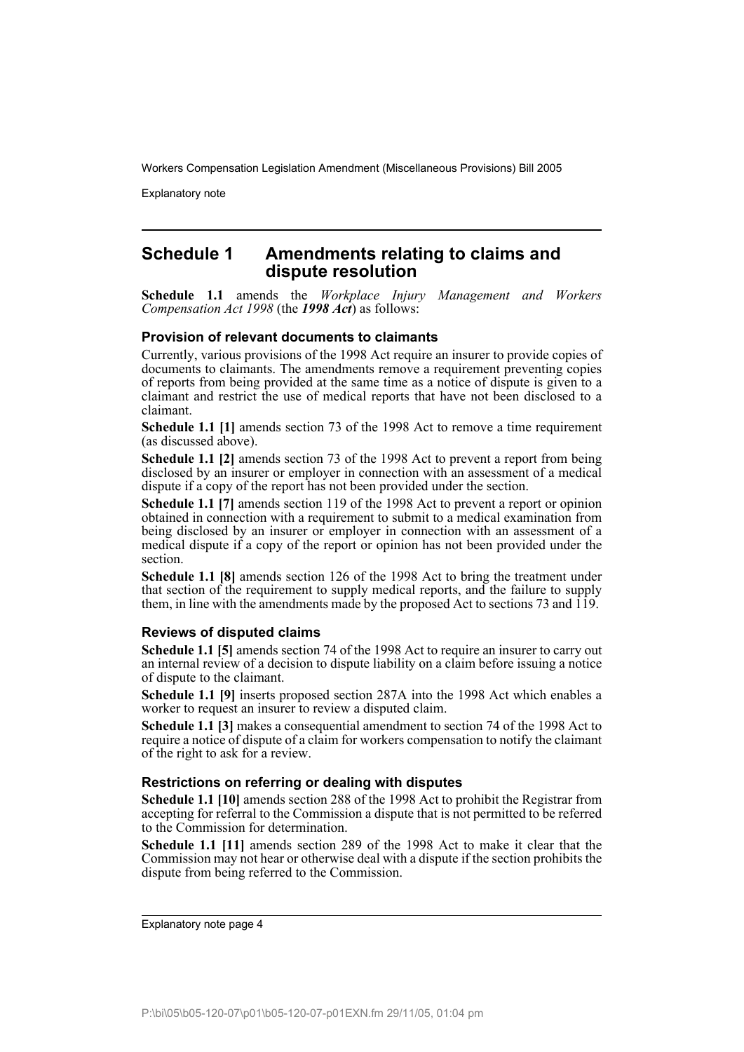## Schedule 1 Amendments relating to claims and dispute resolution

**Schedule 1.1** amends the *Workplace Injury Management and Workers Compensation Act 1998* (the ***1998 Act***) as follows:

### Provision of relevant documents to claimants

Currently, various provisions of the 1998 Act require an insurer to provide copies of documents to claimants. The amendments remove a requirement preventing copies of reports from being provided at the same time as a notice of dispute is given to a claimant and restrict the use of medical reports that have not been disclosed to a claimant.

**Schedule 1.1 [1]** amends section 73 of the 1998 Act to remove a time requirement (as discussed above).

**Schedule 1.1 [2]** amends section 73 of the 1998 Act to prevent a report from being disclosed by an insurer or employer in connection with an assessment of a medical dispute if a copy of the report has not been provided under the section.

**Schedule 1.1 [7]** amends section 119 of the 1998 Act to prevent a report or opinion obtained in connection with a requirement to submit to a medical examination from being disclosed by an insurer or employer in connection with an assessment of a medical dispute if a copy of the report or opinion has not been provided under the section.

**Schedule 1.1 [8]** amends section 126 of the 1998 Act to bring the treatment under that section of the requirement to supply medical reports, and the failure to supply them, in line with the amendments made by the proposed Act to sections 73 and 119.

### Reviews of disputed claims

**Schedule 1.1 [5]** amends section 74 of the 1998 Act to require an insurer to carry out an internal review of a decision to dispute liability on a claim before issuing a notice of dispute to the claimant.

**Schedule 1.1 [9]** inserts proposed section 287A into the 1998 Act which enables a worker to request an insurer to review a disputed claim.

**Schedule 1.1 [3]** makes a consequential amendment to section 74 of the 1998 Act to require a notice of dispute of a claim for workers compensation to notify the claimant of the right to ask for a review.

### Restrictions on referring or dealing with disputes

**Schedule 1.1 [10]** amends section 288 of the 1998 Act to prohibit the Registrar from accepting for referral to the Commission a dispute that is not permitted to be referred to the Commission for determination.

**Schedule 1.1 [11]** amends section 289 of the 1998 Act to make it clear that the Commission may not hear or otherwise deal with a dispute if the section prohibits the dispute from being referred to the Commission.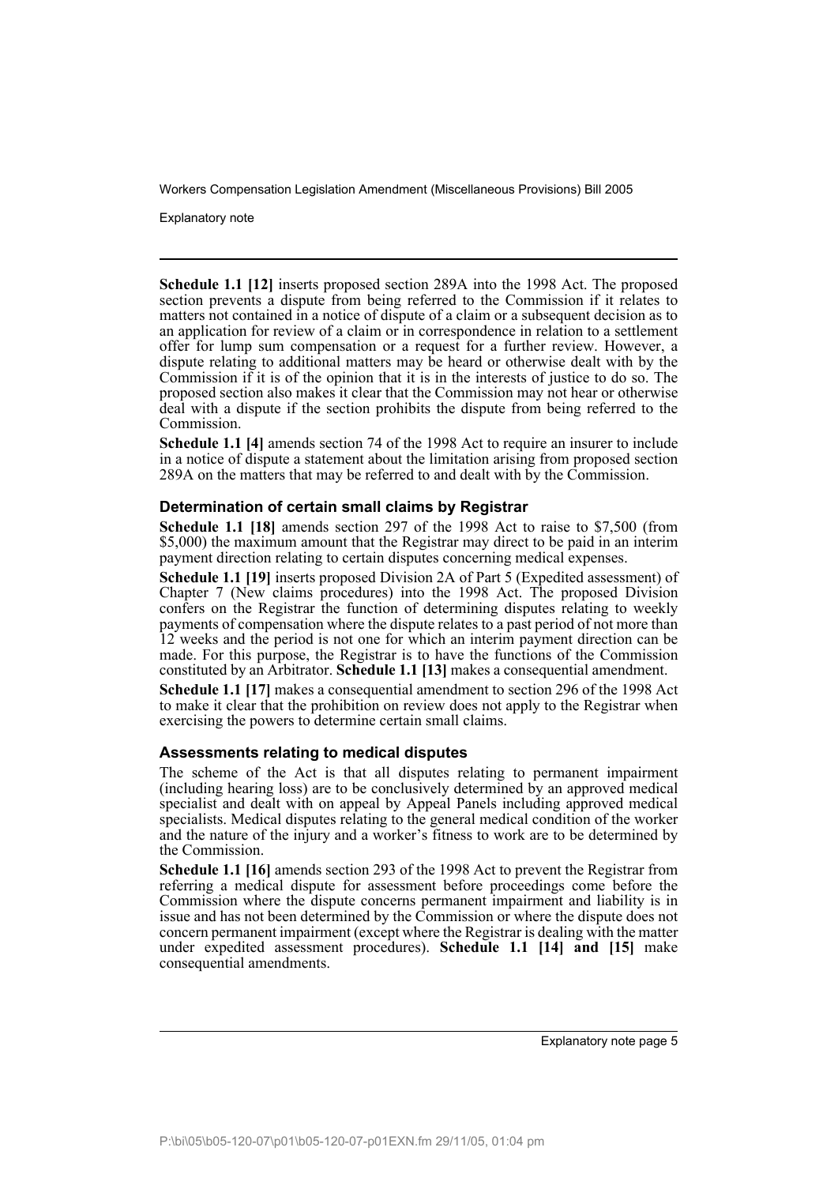**Schedule 1.1 [12]** inserts proposed section 289A into the 1998 Act. The proposed section prevents a dispute from being referred to the Commission if it relates to matters not contained in a notice of dispute of a claim or a subsequent decision as to an application for review of a claim or in correspondence in relation to a settlement offer for lump sum compensation or a request for a further review. However, a dispute relating to additional matters may be heard or otherwise dealt with by the Commission if it is of the opinion that it is in the interests of justice to do so. The proposed section also makes it clear that the Commission may not hear or otherwise deal with a dispute if the section prohibits the dispute from being referred to the Commission.

**Schedule 1.1 [4]** amends section 74 of the 1998 Act to require an insurer to include in a notice of dispute a statement about the limitation arising from proposed section 289A on the matters that may be referred to and dealt with by the Commission.

### Determination of certain small claims by Registrar

**Schedule 1.1 [18]** amends section 297 of the 1998 Act to raise to $7,500 (from $5,000) the maximum amount that the Registrar may direct to be paid in an interim payment direction relating to certain disputes concerning medical expenses.

**Schedule 1.1 [19]** inserts proposed Division 2A of Part 5 (Expedited assessment) of Chapter 7 (New claims procedures) into the 1998 Act. The proposed Division confers on the Registrar the function of determining disputes relating to weekly payments of compensation where the dispute relates to a past period of not more than 12 weeks and the period is not one for which an interim payment direction can be made. For this purpose, the Registrar is to have the functions of the Commission constituted by an Arbitrator. **Schedule 1.1 [13]** makes a consequential amendment.

**Schedule 1.1 [17]** makes a consequential amendment to section 296 of the 1998 Act to make it clear that the prohibition on review does not apply to the Registrar when exercising the powers to determine certain small claims.

### Assessments relating to medical disputes

The scheme of the Act is that all disputes relating to permanent impairment (including hearing loss) are to be conclusively determined by an approved medical specialist and dealt with on appeal by Appeal Panels including approved medical specialists. Medical disputes relating to the general medical condition of the worker and the nature of the injury and a worker's fitness to work are to be determined by the Commission.

**Schedule 1.1 [16]** amends section 293 of the 1998 Act to prevent the Registrar from referring a medical dispute for assessment before proceedings come before the Commission where the dispute concerns permanent impairment and liability is in issue and has not been determined by the Commission or where the dispute does not concern permanent impairment (except where the Registrar is dealing with the matter under expedited assessment procedures). **Schedule 1.1 [14] and [15]** make consequential amendments.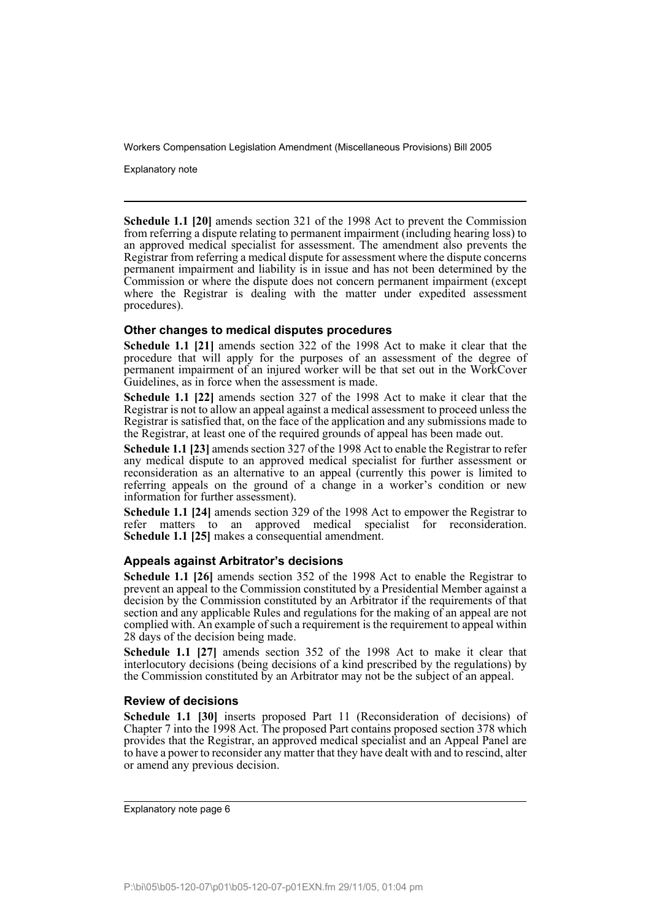**Schedule 1.1 [20]** amends section 321 of the 1998 Act to prevent the Commission from referring a dispute relating to permanent impairment (including hearing loss) to an approved medical specialist for assessment. The amendment also prevents the Registrar from referring a medical dispute for assessment where the dispute concerns permanent impairment and liability is in issue and has not been determined by the Commission or where the dispute does not concern permanent impairment (except where the Registrar is dealing with the matter under expedited assessment procedures).

### Other changes to medical disputes procedures

**Schedule 1.1 [21]** amends section 322 of the 1998 Act to make it clear that the procedure that will apply for the purposes of an assessment of the degree of permanent impairment of an injured worker will be that set out in the WorkCover Guidelines, as in force when the assessment is made.

**Schedule 1.1 [22]** amends section 327 of the 1998 Act to make it clear that the Registrar is not to allow an appeal against a medical assessment to proceed unless the Registrar is satisfied that, on the face of the application and any submissions made to the Registrar, at least one of the required grounds of appeal has been made out.

**Schedule 1.1 [23]** amends section 327 of the 1998 Act to enable the Registrar to refer any medical dispute to an approved medical specialist for further assessment or reconsideration as an alternative to an appeal (currently this power is limited to referring appeals on the ground of a change in a worker's condition or new information for further assessment).

**Schedule 1.1 [24]** amends section 329 of the 1998 Act to empower the Registrar to refer matters to an approved medical specialist for reconsideration. **Schedule 1.1 [25]** makes a consequential amendment.

### Appeals against Arbitrator's decisions

**Schedule 1.1 [26]** amends section 352 of the 1998 Act to enable the Registrar to prevent an appeal to the Commission constituted by a Presidential Member against a decision by the Commission constituted by an Arbitrator if the requirements of that section and any applicable Rules and regulations for the making of an appeal are not complied with. An example of such a requirement is the requirement to appeal within 28 days of the decision being made.

**Schedule 1.1 [27]** amends section 352 of the 1998 Act to make it clear that interlocutory decisions (being decisions of a kind prescribed by the regulations) by the Commission constituted by an Arbitrator may not be the subject of an appeal.

### Review of decisions

**Schedule 1.1 [30]** inserts proposed Part 11 (Reconsideration of decisions) of Chapter 7 into the 1998 Act. The proposed Part contains proposed section 378 which provides that the Registrar, an approved medical specialist and an Appeal Panel are to have a power to reconsider any matter that they have dealt with and to rescind, alter or amend any previous decision.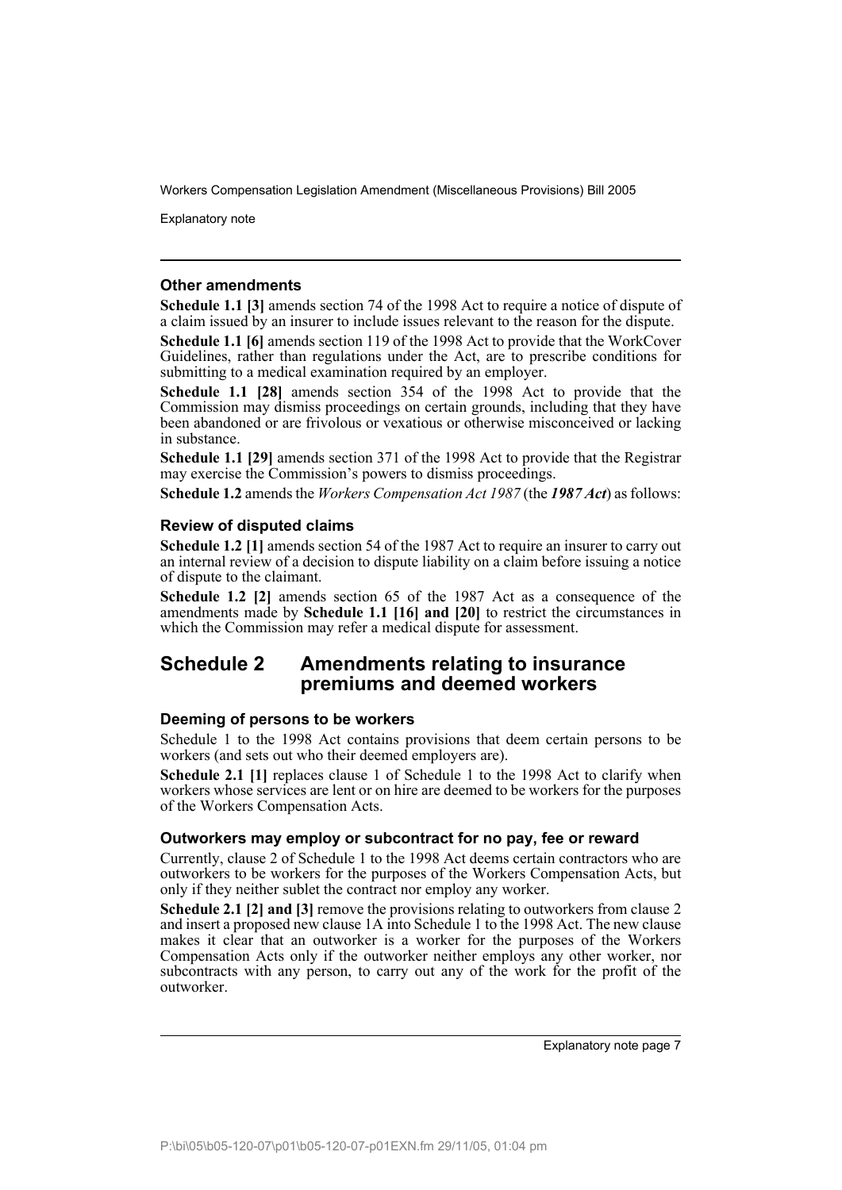### Other amendments

**Schedule 1.1 [3]** amends section 74 of the 1998 Act to require a notice of dispute of a claim issued by an insurer to include issues relevant to the reason for the dispute.

**Schedule 1.1 [6]** amends section 119 of the 1998 Act to provide that the WorkCover Guidelines, rather than regulations under the Act, are to prescribe conditions for submitting to a medical examination required by an employer.

**Schedule 1.1 [28]** amends section 354 of the 1998 Act to provide that the Commission may dismiss proceedings on certain grounds, including that they have been abandoned or are frivolous or vexatious or otherwise misconceived or lacking in substance.

**Schedule 1.1 [29]** amends section 371 of the 1998 Act to provide that the Registrar may exercise the Commission's powers to dismiss proceedings.

**Schedule 1.2** amends the *Workers Compensation Act 1987* (the ***1987 Act***) as follows:

### Review of disputed claims

**Schedule 1.2 [1]** amends section 54 of the 1987 Act to require an insurer to carry out an internal review of a decision to dispute liability on a claim before issuing a notice of dispute to the claimant.

**Schedule 1.2 [2]** amends section 65 of the 1987 Act as a consequence of the amendments made by **Schedule 1.1 [16] and [20]** to restrict the circumstances in which the Commission may refer a medical dispute for assessment.

## Schedule 2 Amendments relating to insurance premiums and deemed workers

### Deeming of persons to be workers

Schedule 1 to the 1998 Act contains provisions that deem certain persons to be workers (and sets out who their deemed employers are).

**Schedule 2.1 [1]** replaces clause 1 of Schedule 1 to the 1998 Act to clarify when workers whose services are lent or on hire are deemed to be workers for the purposes of the Workers Compensation Acts.

### Outworkers may employ or subcontract for no pay, fee or reward

Currently, clause 2 of Schedule 1 to the 1998 Act deems certain contractors who are outworkers to be workers for the purposes of the Workers Compensation Acts, but only if they neither sublet the contract nor employ any worker.

**Schedule 2.1 [2] and [3]** remove the provisions relating to outworkers from clause 2 and insert a proposed new clause 1A into Schedule 1 to the 1998 Act. The new clause makes it clear that an outworker is a worker for the purposes of the Workers Compensation Acts only if the outworker neither employs any other worker, nor subcontracts with any person, to carry out any of the work for the profit of the outworker.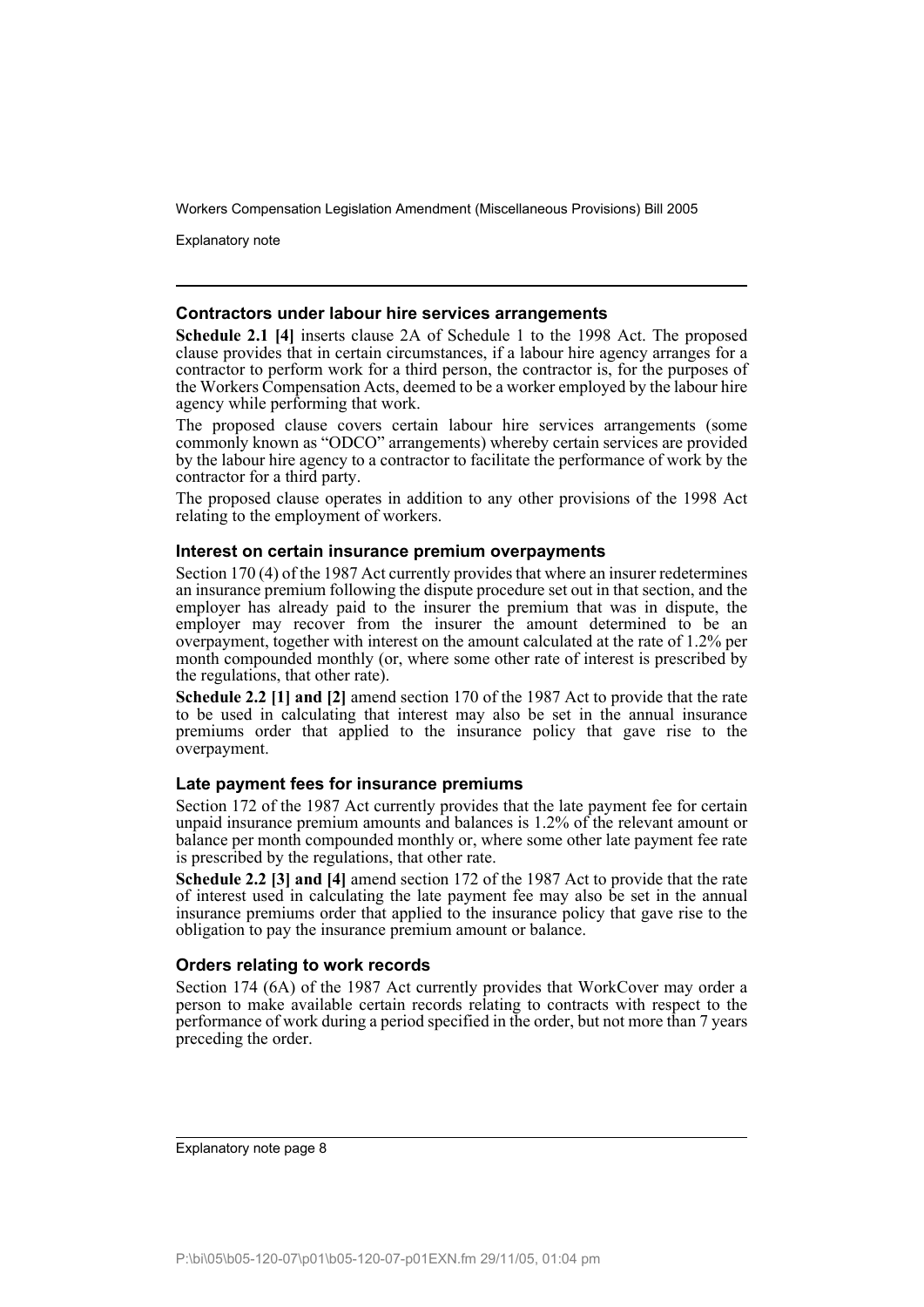### Contractors under labour hire services arrangements

**Schedule 2.1 [4]** inserts clause 2A of Schedule 1 to the 1998 Act. The proposed clause provides that in certain circumstances, if a labour hire agency arranges for a contractor to perform work for a third person, the contractor is, for the purposes of the Workers Compensation Acts, deemed to be a worker employed by the labour hire agency while performing that work.

The proposed clause covers certain labour hire services arrangements (some commonly known as "ODCO" arrangements) whereby certain services are provided by the labour hire agency to a contractor to facilitate the performance of work by the contractor for a third party.

The proposed clause operates in addition to any other provisions of the 1998 Act relating to the employment of workers.

### Interest on certain insurance premium overpayments

Section 170 (4) of the 1987 Act currently provides that where an insurer redetermines an insurance premium following the dispute procedure set out in that section, and the employer has already paid to the insurer the premium that was in dispute, the employer may recover from the insurer the amount determined to be an overpayment, together with interest on the amount calculated at the rate of 1.2% per month compounded monthly (or, where some other rate of interest is prescribed by the regulations, that other rate).

**Schedule 2.2 [1] and [2]** amend section 170 of the 1987 Act to provide that the rate to be used in calculating that interest may also be set in the annual insurance premiums order that applied to the insurance policy that gave rise to the overpayment.

### Late payment fees for insurance premiums

Section 172 of the 1987 Act currently provides that the late payment fee for certain unpaid insurance premium amounts and balances is 1.2% of the relevant amount or balance per month compounded monthly or, where some other late payment fee rate is prescribed by the regulations, that other rate.

**Schedule 2.2 [3] and [4]** amend section 172 of the 1987 Act to provide that the rate of interest used in calculating the late payment fee may also be set in the annual insurance premiums order that applied to the insurance policy that gave rise to the obligation to pay the insurance premium amount or balance.

### Orders relating to work records

Section 174 (6A) of the 1987 Act currently provides that WorkCover may order a person to make available certain records relating to contracts with respect to the performance of work during a period specified in the order, but not more than 7 years preceding the order.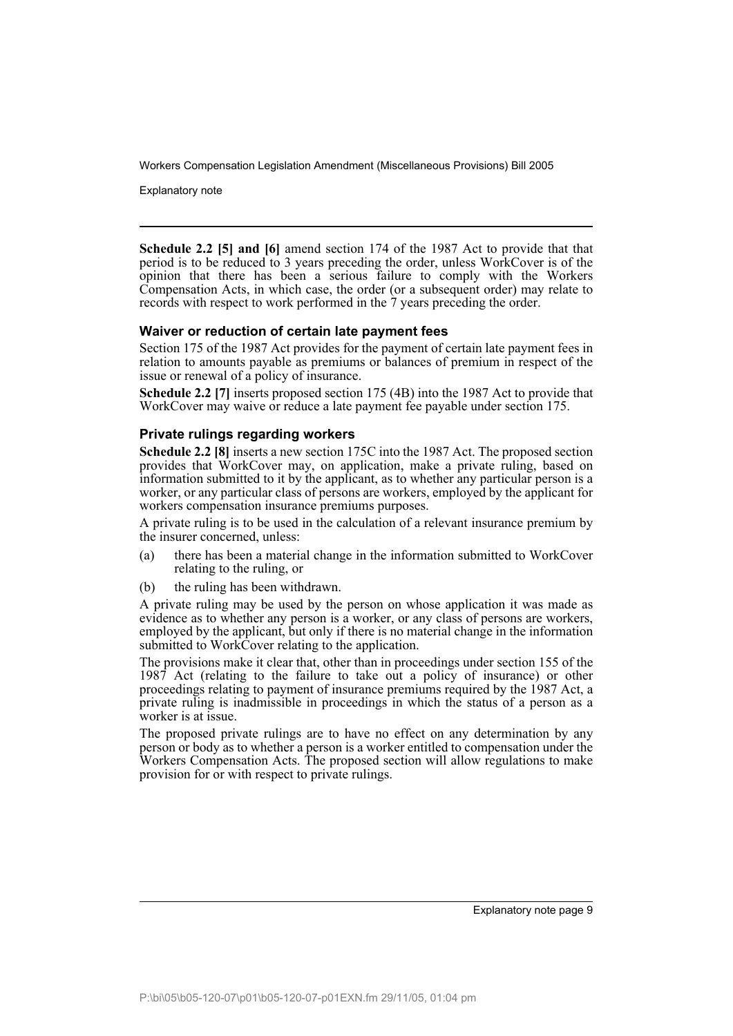**Schedule 2.2 [5] and [6]** amend section 174 of the 1987 Act to provide that that period is to be reduced to 3 years preceding the order, unless WorkCover is of the opinion that there has been a serious failure to comply with the Workers Compensation Acts, in which case, the order (or a subsequent order) may relate to records with respect to work performed in the 7 years preceding the order.

### Waiver or reduction of certain late payment fees

Section 175 of the 1987 Act provides for the payment of certain late payment fees in relation to amounts payable as premiums or balances of premium in respect of the issue or renewal of a policy of insurance.

**Schedule 2.2 [7]** inserts proposed section 175 (4B) into the 1987 Act to provide that WorkCover may waive or reduce a late payment fee payable under section 175.

### Private rulings regarding workers

**Schedule 2.2 [8]** inserts a new section 175C into the 1987 Act. The proposed section provides that WorkCover may, on application, make a private ruling, based on information submitted to it by the applicant, as to whether any particular person is a worker, or any particular class of persons are workers, employed by the applicant for workers compensation insurance premiums purposes.

A private ruling is to be used in the calculation of a relevant insurance premium by the insurer concerned, unless:

(a) there has been a material change in the information submitted to WorkCover relating to the ruling, or

(b) the ruling has been withdrawn.

A private ruling may be used by the person on whose application it was made as evidence as to whether any person is a worker, or any class of persons are workers, employed by the applicant, but only if there is no material change in the information submitted to WorkCover relating to the application.

The provisions make it clear that, other than in proceedings under section 155 of the 1987 Act (relating to the failure to take out a policy of insurance) or other proceedings relating to payment of insurance premiums required by the 1987 Act, a private ruling is inadmissible in proceedings in which the status of a person as a worker is at issue.

The proposed private rulings are to have no effect on any determination by any person or body as to whether a person is a worker entitled to compensation under the Workers Compensation Acts. The proposed section will allow regulations to make provision for or with respect to private rulings.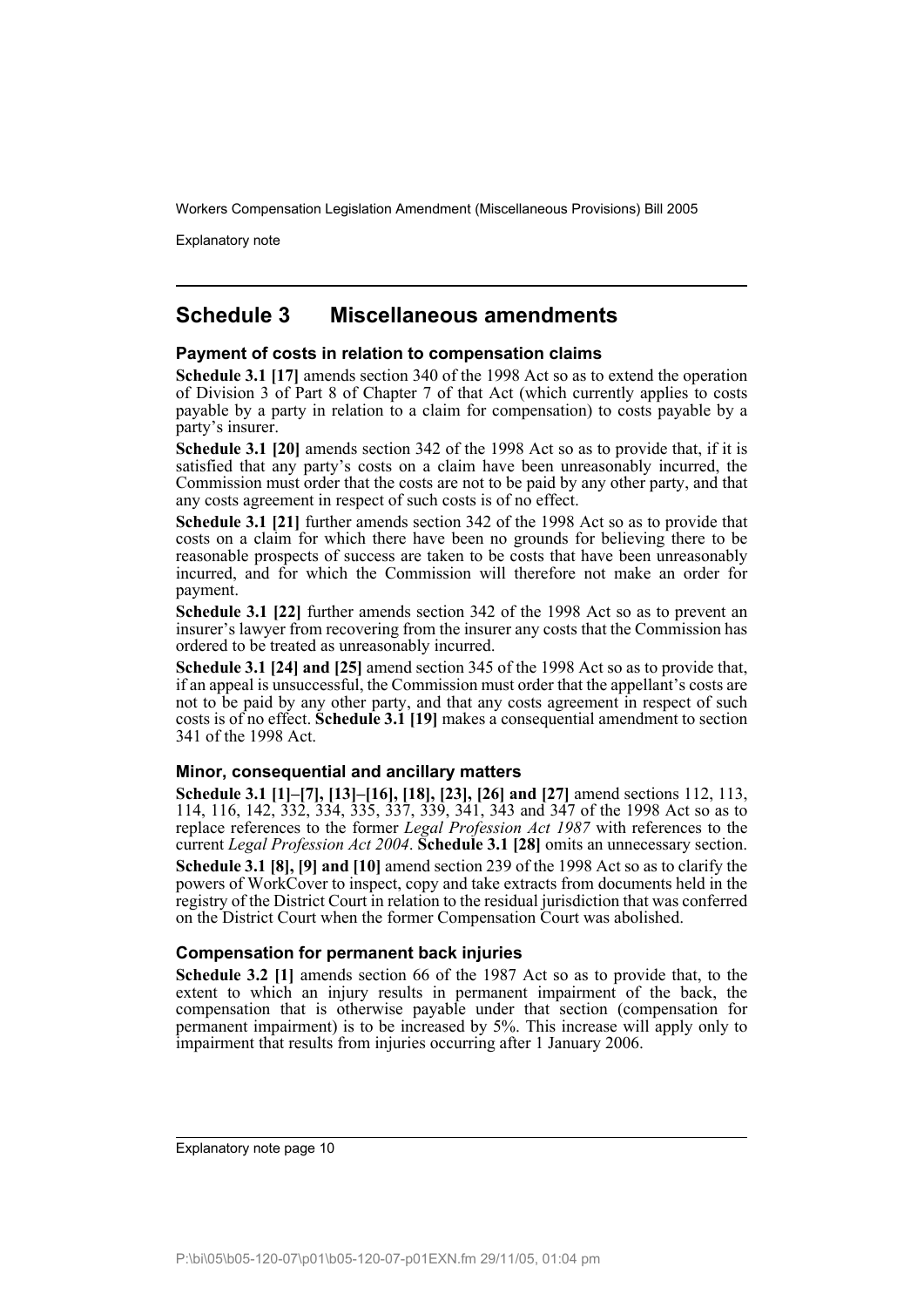## Schedule 3 Miscellaneous amendments

### Payment of costs in relation to compensation claims

**Schedule 3.1 [17]** amends section 340 of the 1998 Act so as to extend the operation of Division 3 of Part 8 of Chapter 7 of that Act (which currently applies to costs payable by a party in relation to a claim for compensation) to costs payable by a party's insurer.

**Schedule 3.1 [20]** amends section 342 of the 1998 Act so as to provide that, if it is satisfied that any party's costs on a claim have been unreasonably incurred, the Commission must order that the costs are not to be paid by any other party, and that any costs agreement in respect of such costs is of no effect.

**Schedule 3.1 [21]** further amends section 342 of the 1998 Act so as to provide that costs on a claim for which there have been no grounds for believing there to be reasonable prospects of success are taken to be costs that have been unreasonably incurred, and for which the Commission will therefore not make an order for payment.

**Schedule 3.1 [22]** further amends section 342 of the 1998 Act so as to prevent an insurer's lawyer from recovering from the insurer any costs that the Commission has ordered to be treated as unreasonably incurred.

**Schedule 3.1 [24] and [25]** amend section 345 of the 1998 Act so as to provide that, if an appeal is unsuccessful, the Commission must order that the appellant's costs are not to be paid by any other party, and that any costs agreement in respect of such costs is of no effect. **Schedule 3.1 [19]** makes a consequential amendment to section 341 of the 1998 Act.

### Minor, consequential and ancillary matters

**Schedule 3.1 [1]–[7], [13]–[16], [18], [23], [26] and [27]** amend sections 112, 113, 114, 116, 142, 332, 334, 335, 337, 339, 341, 343 and 347 of the 1998 Act so as to replace references to the former *Legal Profession Act 1987* with references to the current *Legal Profession Act 2004*. **Schedule 3.1 [28]** omits an unnecessary section.

**Schedule 3.1 [8], [9] and [10]** amend section 239 of the 1998 Act so as to clarify the powers of WorkCover to inspect, copy and take extracts from documents held in the registry of the District Court in relation to the residual jurisdiction that was conferred on the District Court when the former Compensation Court was abolished.

### Compensation for permanent back injuries

**Schedule 3.2 [1]** amends section 66 of the 1987 Act so as to provide that, to the extent to which an injury results in permanent impairment of the back, the compensation that is otherwise payable under that section (compensation for permanent impairment) is to be increased by 5%. This increase will apply only to impairment that results from injuries occurring after 1 January 2006.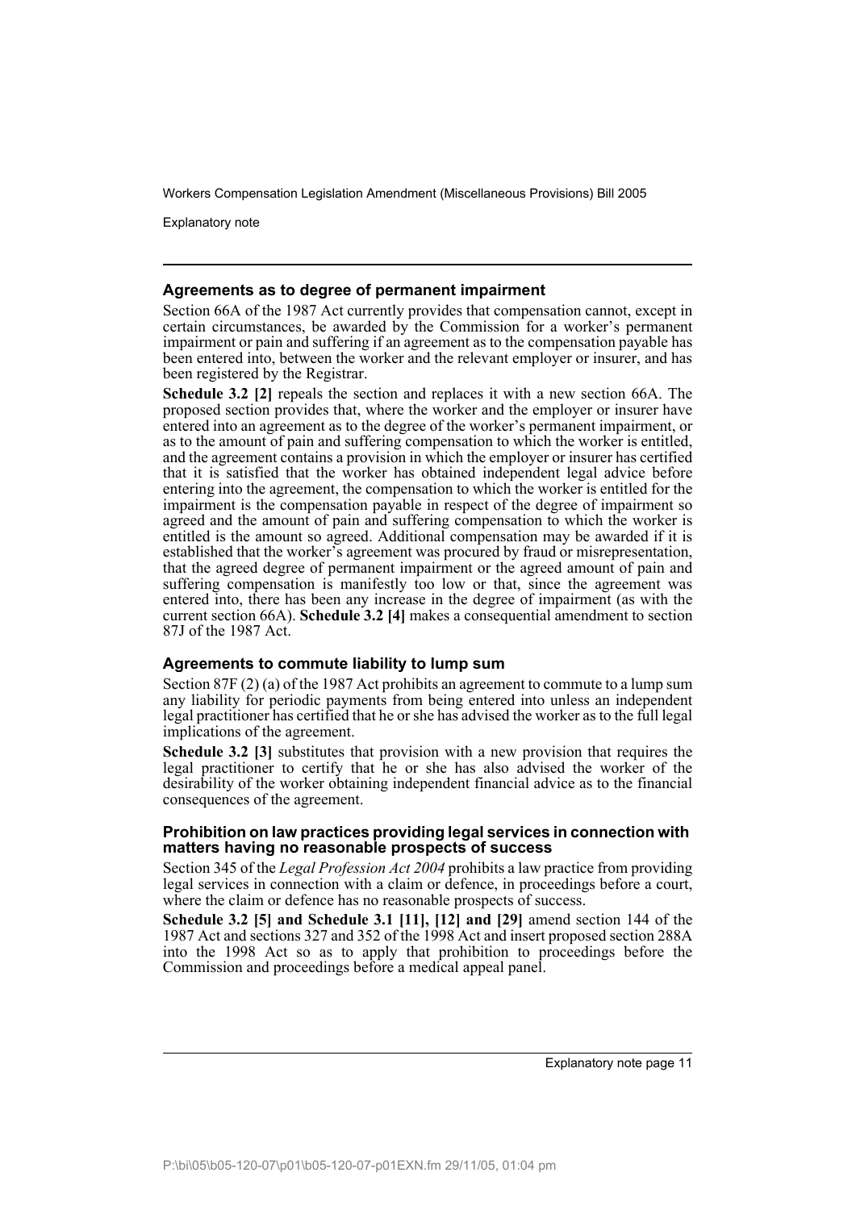### Agreements as to degree of permanent impairment

Section 66A of the 1987 Act currently provides that compensation cannot, except in certain circumstances, be awarded by the Commission for a worker's permanent impairment or pain and suffering if an agreement as to the compensation payable has been entered into, between the worker and the relevant employer or insurer, and has been registered by the Registrar.

**Schedule 3.2 [2]** repeals the section and replaces it with a new section 66A. The proposed section provides that, where the worker and the employer or insurer have entered into an agreement as to the degree of the worker's permanent impairment, or as to the amount of pain and suffering compensation to which the worker is entitled, and the agreement contains a provision in which the employer or insurer has certified that it is satisfied that the worker has obtained independent legal advice before entering into the agreement, the compensation to which the worker is entitled for the impairment is the compensation payable in respect of the degree of impairment so agreed and the amount of pain and suffering compensation to which the worker is entitled is the amount so agreed. Additional compensation may be awarded if it is established that the worker's agreement was procured by fraud or misrepresentation, that the agreed degree of permanent impairment or the agreed amount of pain and suffering compensation is manifestly too low or that, since the agreement was entered into, there has been any increase in the degree of impairment (as with the current section 66A). **Schedule 3.2 [4]** makes a consequential amendment to section 87J of the 1987 Act.

### Agreements to commute liability to lump sum

Section 87F (2) (a) of the 1987 Act prohibits an agreement to commute to a lump sum any liability for periodic payments from being entered into unless an independent legal practitioner has certified that he or she has advised the worker as to the full legal implications of the agreement.

**Schedule 3.2 [3]** substitutes that provision with a new provision that requires the legal practitioner to certify that he or she has also advised the worker of the desirability of the worker obtaining independent financial advice as to the financial consequences of the agreement.

### Prohibition on law practices providing legal services in connection with matters having no reasonable prospects of success

Section 345 of the *Legal Profession Act 2004* prohibits a law practice from providing legal services in connection with a claim or defence, in proceedings before a court, where the claim or defence has no reasonable prospects of success.

**Schedule 3.2 [5] and Schedule 3.1 [11], [12] and [29]** amend section 144 of the 1987 Act and sections 327 and 352 of the 1998 Act and insert proposed section 288A into the 1998 Act so as to apply that prohibition to proceedings before the Commission and proceedings before a medical appeal panel.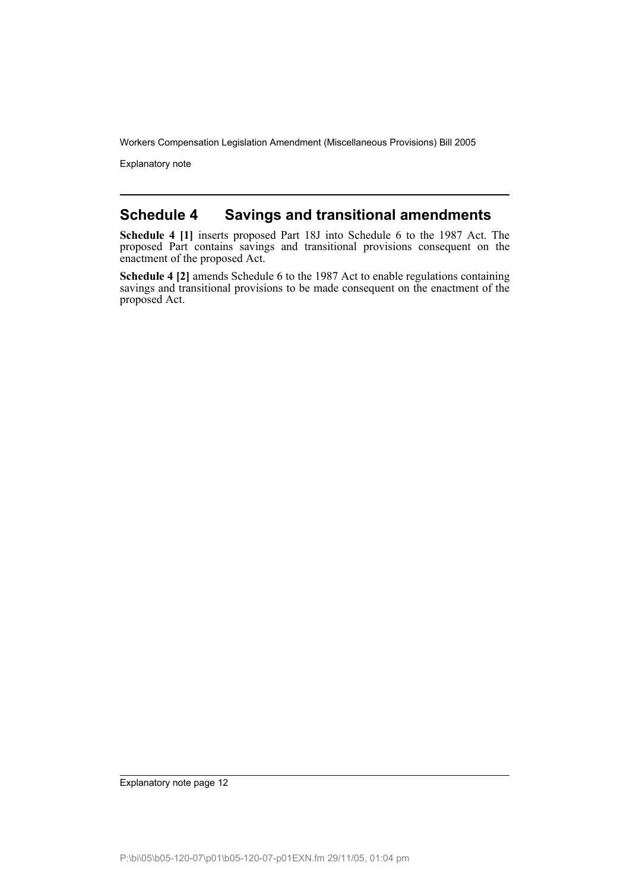## Schedule 4 Savings and transitional amendments

**Schedule 4 [1]** inserts proposed Part 18J into Schedule 6 to the 1987 Act. The proposed Part contains savings and transitional provisions consequent on the enactment of the proposed Act.

**Schedule 4 [2]** amends Schedule 6 to the 1987 Act to enable regulations containing savings and transitional provisions to be made consequent on the enactment of the proposed Act.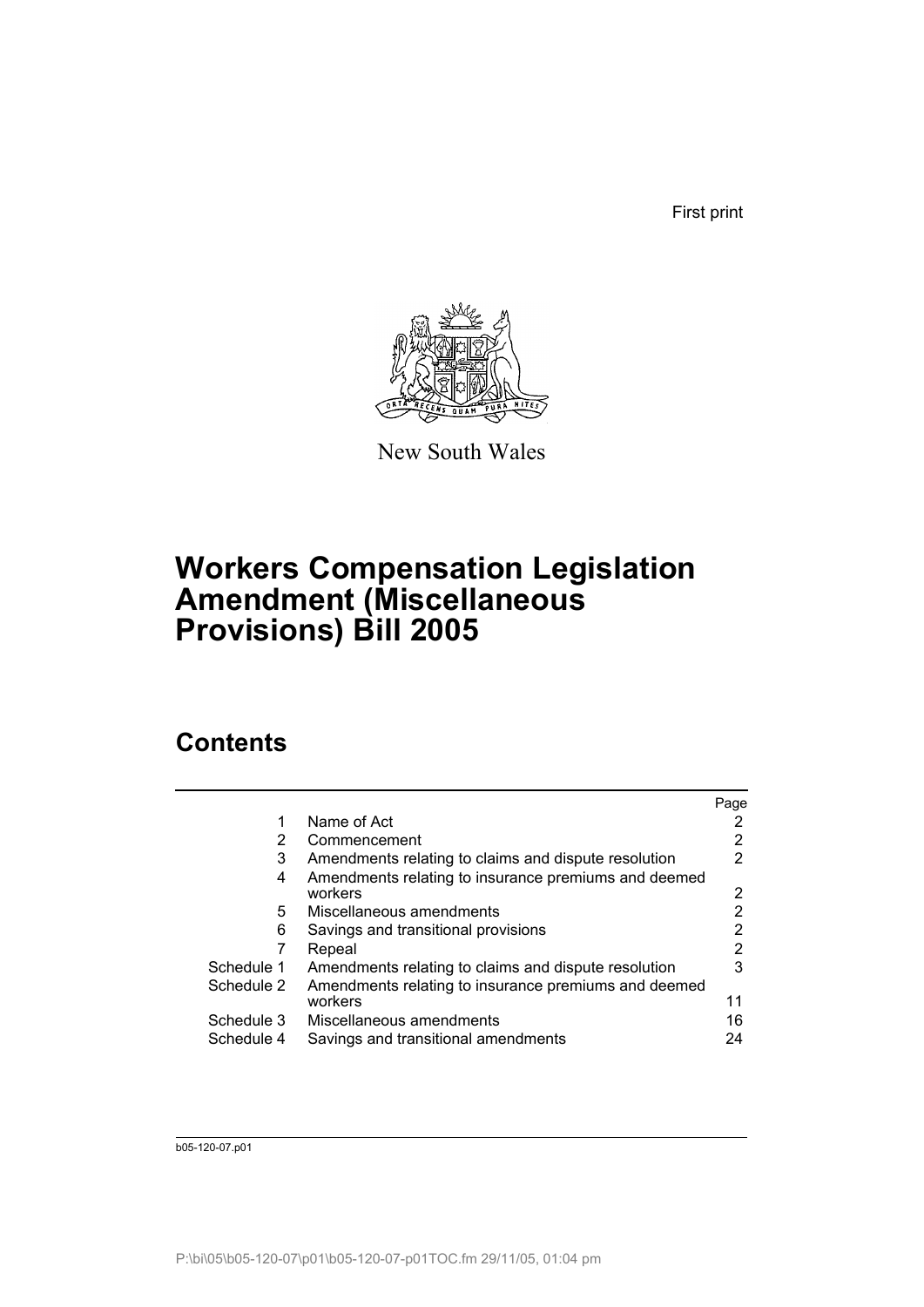First print

New South Wales

# Workers Compensation Legislation Amendment (Miscellaneous Provisions) Bill 2005

## Contents

| | | Page |
|---|---|---|
| 1 | Name of Act | 2 |
| 2 | Commencement | 2 |
| 3 | Amendments relating to claims and dispute resolution | 2 |
| 4 | Amendments relating to insurance premiums and deemed workers | 2 |
| 5 | Miscellaneous amendments | 2 |
| 6 | Savings and transitional provisions | 2 |
| 7 | Repeal | 2 |
| Schedule 1 | Amendments relating to claims and dispute resolution | 3 |
| Schedule 2 | Amendments relating to insurance premiums and deemed workers | 11 |
| Schedule 3 | Miscellaneous amendments | 16 |
| Schedule 4 | Savings and transitional amendments | 24 |

b05-120-07.p01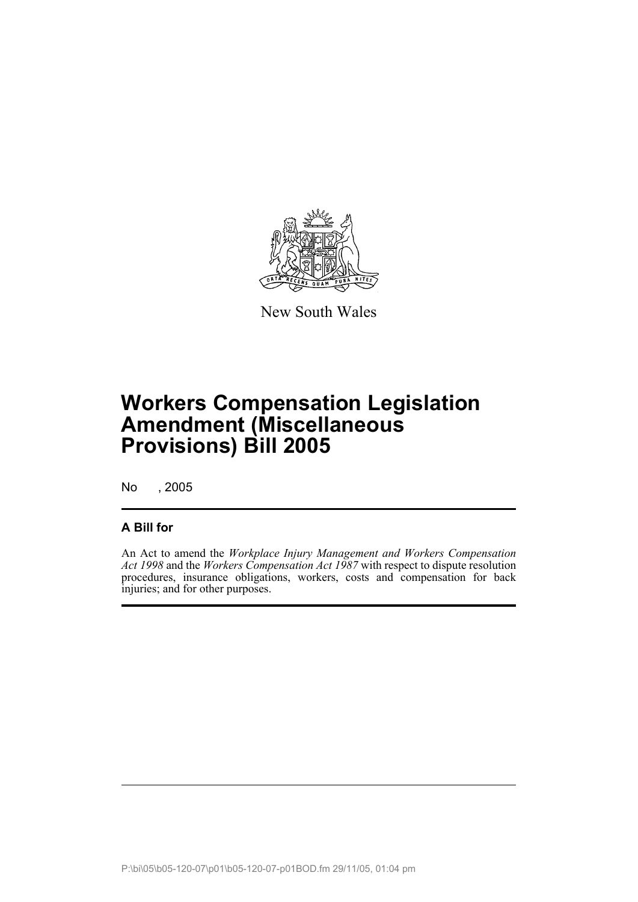New South Wales

# Workers Compensation Legislation Amendment (Miscellaneous Provisions) Bill 2005

No , 2005

## A Bill for

An Act to amend the *Workplace Injury Management and Workers Compensation Act 1998* and the *Workers Compensation Act 1987* with respect to dispute resolution procedures, insurance obligations, workers, costs and compensation for back injuries; and for other purposes.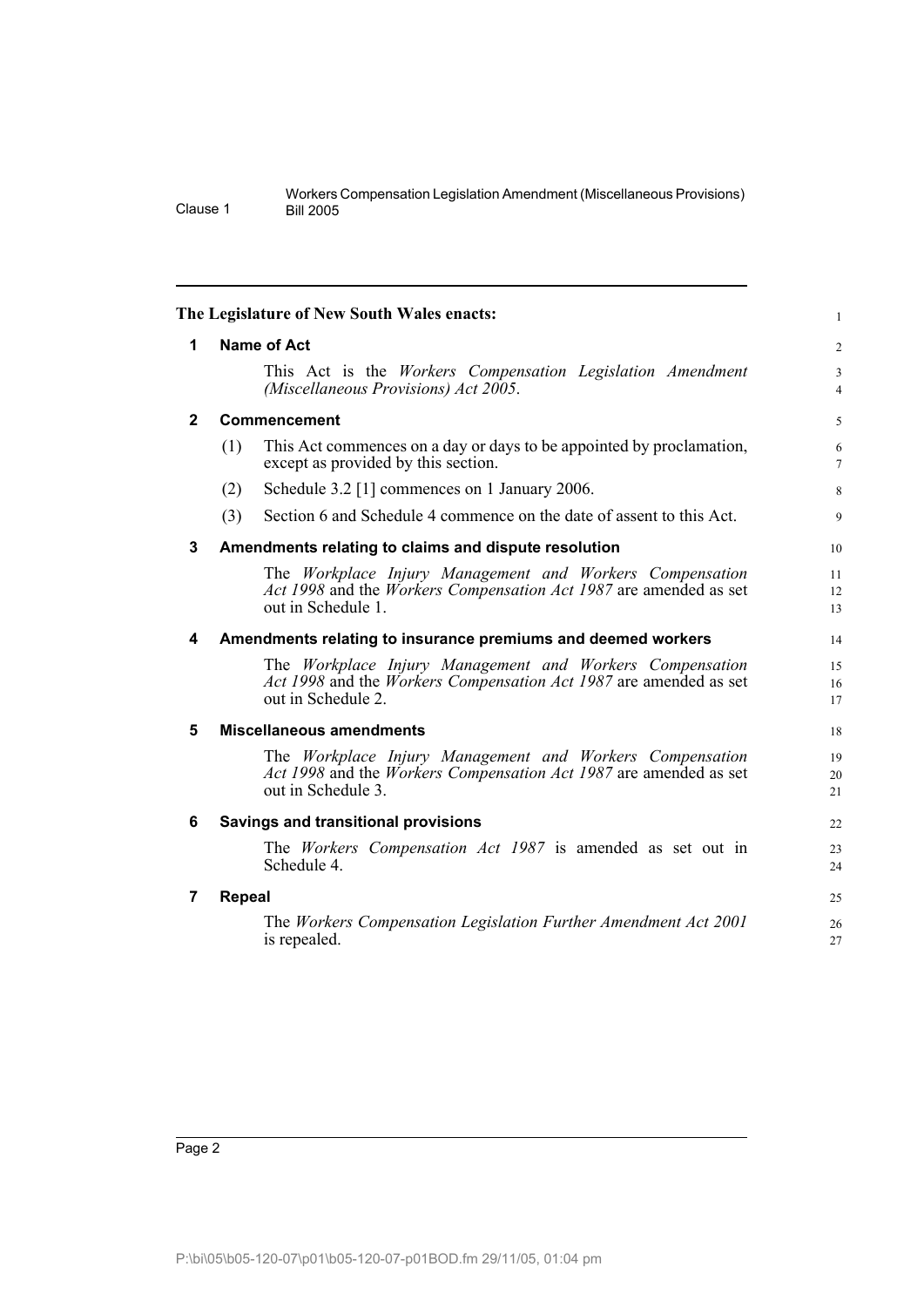The Legislature of New South Wales enacts:

## 1 Name of Act

This Act is the *Workers Compensation Legislation Amendment (Miscellaneous Provisions) Act 2005*.

## 2 Commencement

(1) This Act commences on a day or days to be appointed by proclamation, except as provided by this section.

(2) Schedule 3.2 [1] commences on 1 January 2006.

(3) Section 6 and Schedule 4 commence on the date of assent to this Act.

## 3 Amendments relating to claims and dispute resolution

The *Workplace Injury Management and Workers Compensation Act 1998* and the *Workers Compensation Act 1987* are amended as set out in Schedule 1.

## 4 Amendments relating to insurance premiums and deemed workers

The *Workplace Injury Management and Workers Compensation Act 1998* and the *Workers Compensation Act 1987* are amended as set out in Schedule 2.

## 5 Miscellaneous amendments

The *Workplace Injury Management and Workers Compensation Act 1998* and the *Workers Compensation Act 1987* are amended as set out in Schedule 3.

## 6 Savings and transitional provisions

The *Workers Compensation Act 1987* is amended as set out in Schedule 4.

## 7 Repeal

The *Workers Compensation Legislation Further Amendment Act 2001* is repealed.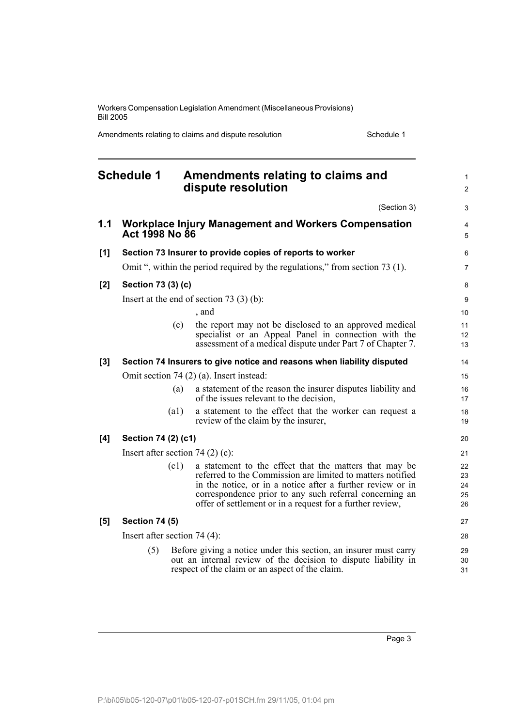# Schedule 1 Amendments relating to claims and dispute resolution

(Section 3)

## 1.1 Workplace Injury Management and Workers Compensation Act 1998 No 86

### [1] Section 73 Insurer to provide copies of reports to worker

Omit ", within the period required by the regulations," from section 73 (1).

### [2] Section 73 (3) (c)

Insert at the end of section 73 (3) (b):

, and

(c) the report may not be disclosed to an approved medical specialist or an Appeal Panel in connection with the assessment of a medical dispute under Part 7 of Chapter 7.

### [3] Section 74 Insurers to give notice and reasons when liability disputed

Omit section 74 (2) (a). Insert instead:

(a) a statement of the reason the insurer disputes liability and of the issues relevant to the decision,

(a1) a statement to the effect that the worker can request a review of the claim by the insurer,

### [4] Section 74 (2) (c1)

Insert after section 74 (2) (c):

(c1) a statement to the effect that the matters that may be referred to the Commission are limited to matters notified in the notice, or in a notice after a further review or in correspondence prior to any such referral concerning an offer of settlement or in a request for a further review,

### [5] Section 74 (5)

Insert after section 74 (4):

(5) Before giving a notice under this section, an insurer must carry out an internal review of the decision to dispute liability in respect of the claim or an aspect of the claim.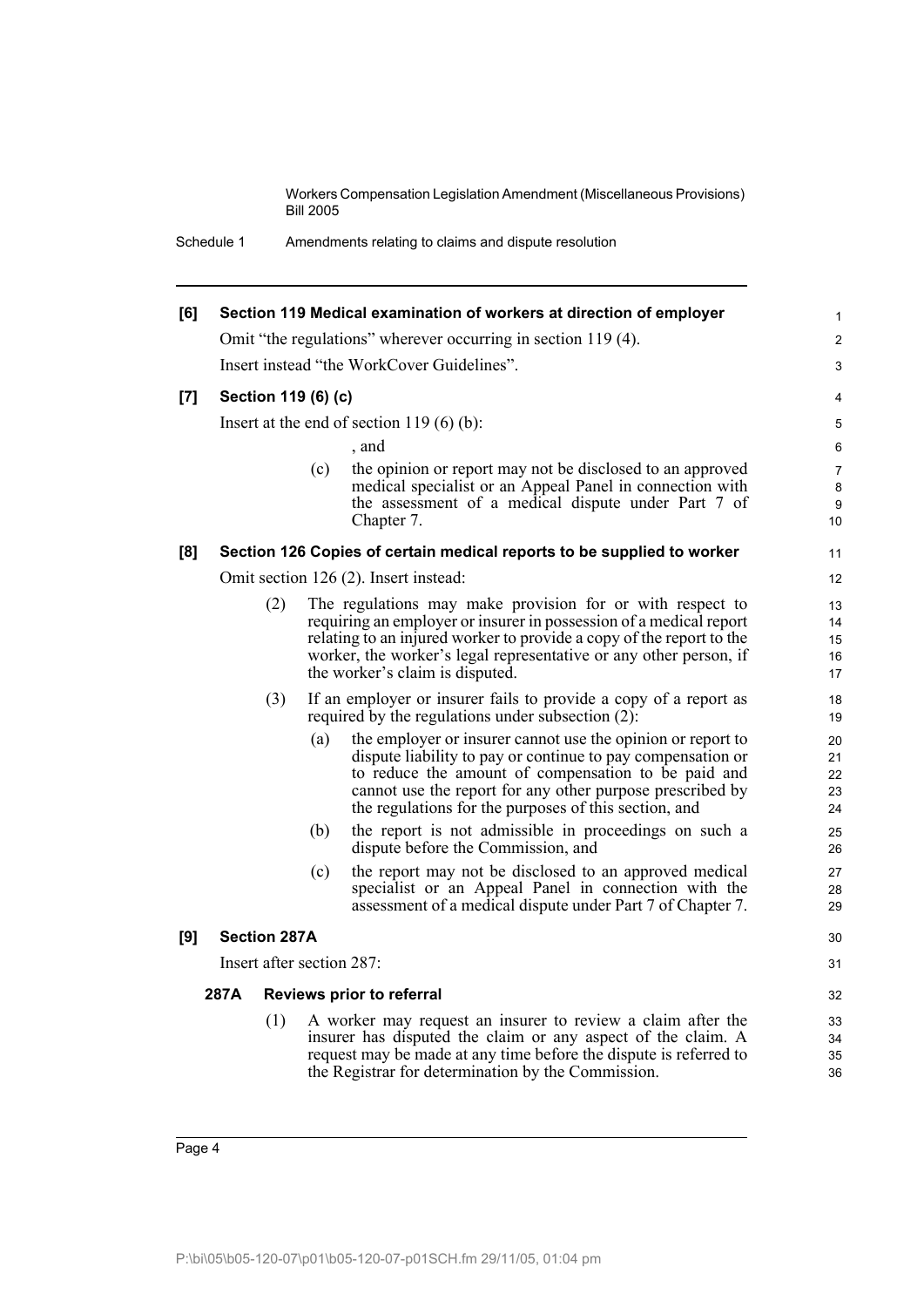**[6] Section 119 Medical examination of workers at direction of employer**

Omit "the regulations" wherever occurring in section 119 (4).

Insert instead "the WorkCover Guidelines".

**[7] Section 119 (6) (c)**

Insert at the end of section 119 (6) (b):

, and

(c) the opinion or report may not be disclosed to an approved medical specialist or an Appeal Panel in connection with the assessment of a medical dispute under Part 7 of Chapter 7.

**[8] Section 126 Copies of certain medical reports to be supplied to worker**

Omit section 126 (2). Insert instead:

(2) The regulations may make provision for or with respect to requiring an employer or insurer in possession of a medical report relating to an injured worker to provide a copy of the report to the worker, the worker's legal representative or any other person, if the worker's claim is disputed.

(3) If an employer or insurer fails to provide a copy of a report as required by the regulations under subsection (2):

(a) the employer or insurer cannot use the opinion or report to dispute liability to pay or continue to pay compensation or to reduce the amount of compensation to be paid and cannot use the report for any other purpose prescribed by the regulations for the purposes of this section, and

(b) the report is not admissible in proceedings on such a dispute before the Commission, and

(c) the report may not be disclosed to an approved medical specialist or an Appeal Panel in connection with the assessment of a medical dispute under Part 7 of Chapter 7.

**[9] Section 287A**

Insert after section 287:

**287A Reviews prior to referral**

(1) A worker may request an insurer to review a claim after the insurer has disputed the claim or any aspect of the claim. A request may be made at any time before the dispute is referred to the Registrar for determination by the Commission.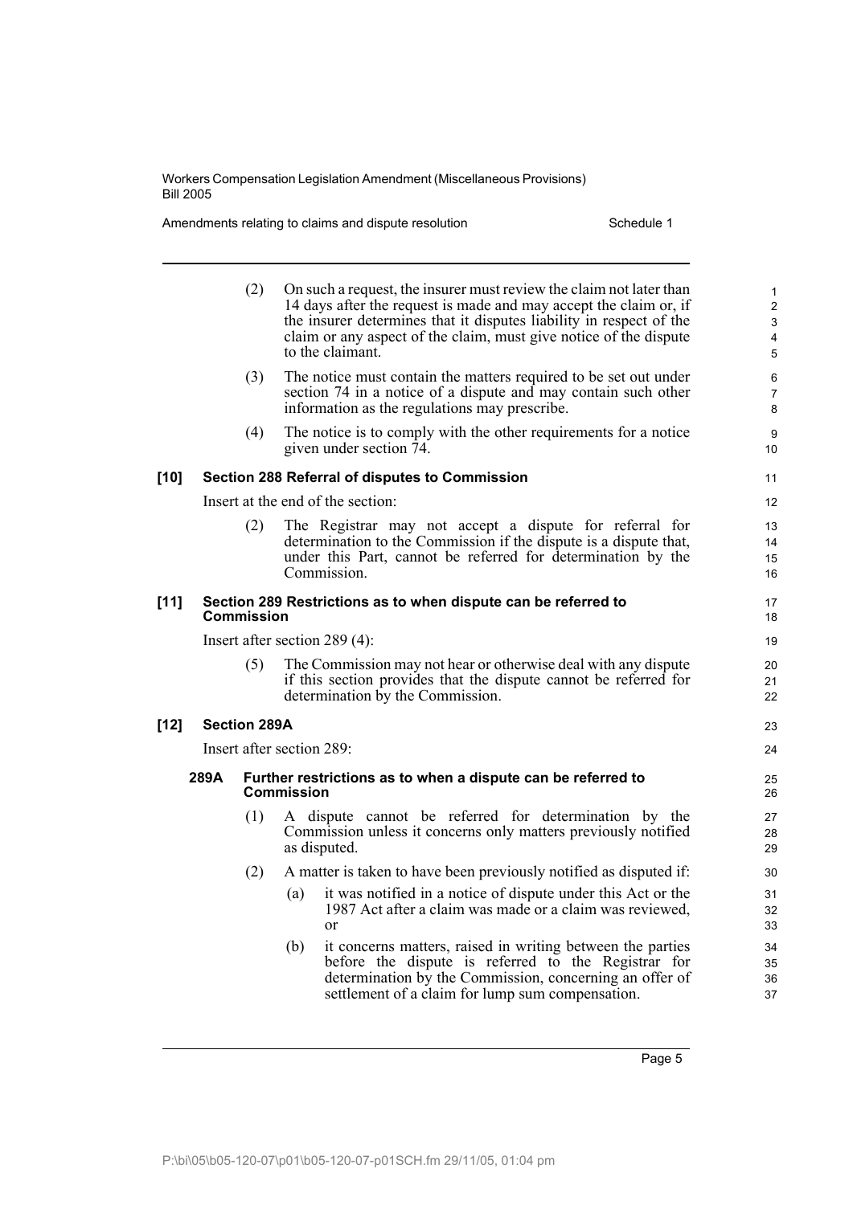(2) On such a request, the insurer must review the claim not later than 14 days after the request is made and may accept the claim or, if the insurer determines that it disputes liability in respect of the claim or any aspect of the claim, must give notice of the dispute to the claimant.

(3) The notice must contain the matters required to be set out under section 74 in a notice of a dispute and may contain such other information as the regulations may prescribe.

(4) The notice is to comply with the other requirements for a notice given under section 74.

**[10] Section 288 Referral of disputes to Commission**

Insert at the end of the section:

(2) The Registrar may not accept a dispute for referral for determination to the Commission if the dispute is a dispute that, under this Part, cannot be referred for determination by the Commission.

**[11] Section 289 Restrictions as to when dispute can be referred to Commission**

Insert after section 289 (4):

(5) The Commission may not hear or otherwise deal with any dispute if this section provides that the dispute cannot be referred for determination by the Commission.

**[12] Section 289A**

Insert after section 289:

**289A Further restrictions as to when a dispute can be referred to Commission**

(1) A dispute cannot be referred for determination by the Commission unless it concerns only matters previously notified as disputed.

(2) A matter is taken to have been previously notified as disputed if:

(a) it was notified in a notice of dispute under this Act or the 1987 Act after a claim was made or a claim was reviewed, or

(b) it concerns matters, raised in writing between the parties before the dispute is referred to the Registrar for determination by the Commission, concerning an offer of settlement of a claim for lump sum compensation.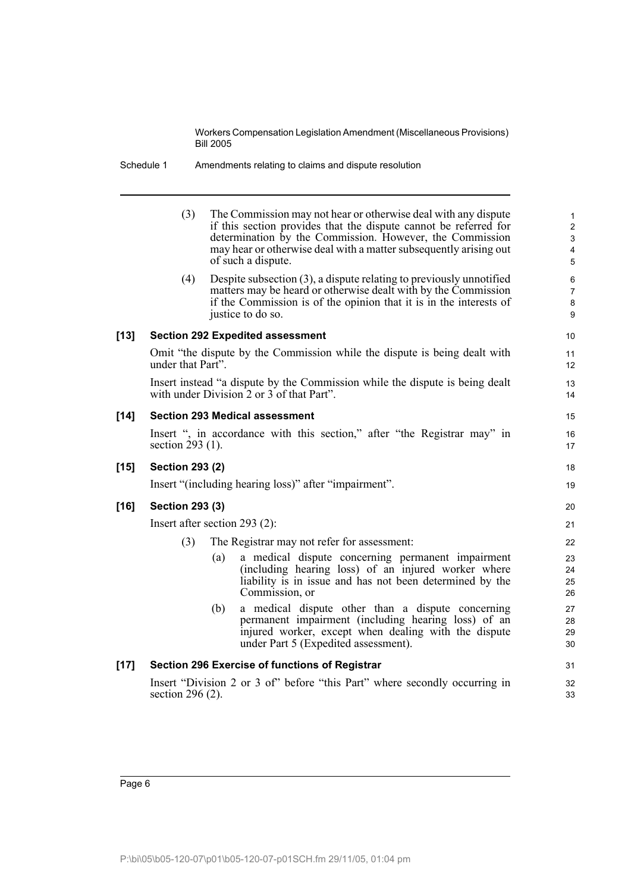(3) The Commission may not hear or otherwise deal with any dispute if this section provides that the dispute cannot be referred for determination by the Commission. However, the Commission may hear or otherwise deal with a matter subsequently arising out of such a dispute.

(4) Despite subsection (3), a dispute relating to previously unnotified matters may be heard or otherwise dealt with by the Commission if the Commission is of the opinion that it is in the interests of justice to do so.

**[13] Section 292 Expedited assessment**

Omit "the dispute by the Commission while the dispute is being dealt with under that Part".

Insert instead "a dispute by the Commission while the dispute is being dealt with under Division 2 or 3 of that Part".

**[14] Section 293 Medical assessment**

Insert ", in accordance with this section," after "the Registrar may" in section 293 (1).

**[15] Section 293 (2)**

Insert "(including hearing loss)" after "impairment".

**[16] Section 293 (3)**

Insert after section 293 (2):

(3) The Registrar may not refer for assessment:

(a) a medical dispute concerning permanent impairment (including hearing loss) of an injured worker where liability is in issue and has not been determined by the Commission, or

(b) a medical dispute other than a dispute concerning permanent impairment (including hearing loss) of an injured worker, except when dealing with the dispute under Part 5 (Expedited assessment).

**[17] Section 296 Exercise of functions of Registrar**

Insert "Division 2 or 3 of" before "this Part" where secondly occurring in section 296 (2).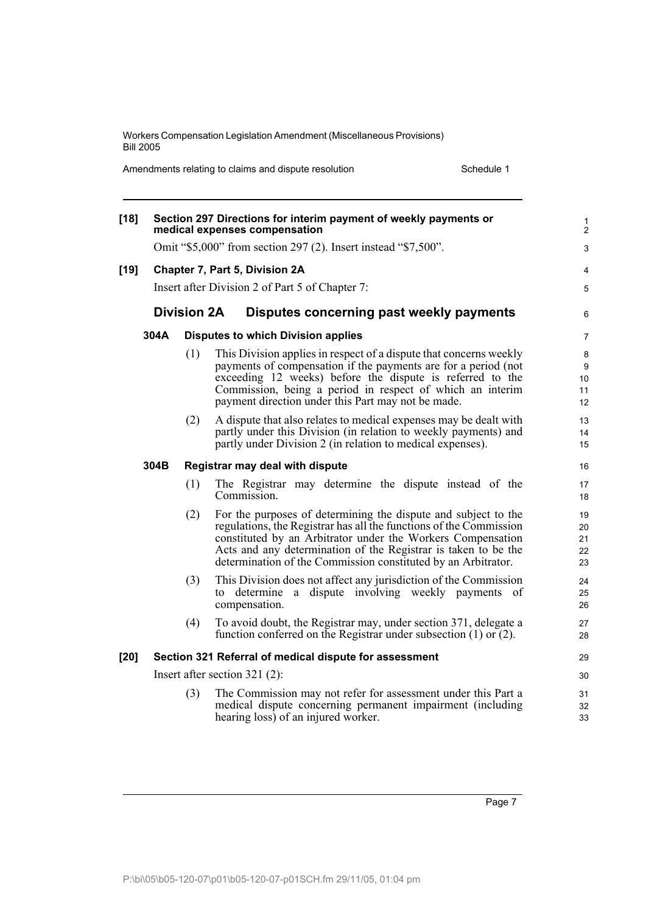**[18] Section 297 Directions for interim payment of weekly payments or medical expenses compensation**

Omit "$5,000" from section 297 (2). Insert instead "$7,500".

**[19] Chapter 7, Part 5, Division 2A**

Insert after Division 2 of Part 5 of Chapter 7:

## Division 2A Disputes concerning past weekly payments

### 304A Disputes to which Division applies

(1) This Division applies in respect of a dispute that concerns weekly payments of compensation if the payments are for a period (not exceeding 12 weeks) before the dispute is referred to the Commission, being a period in respect of which an interim payment direction under this Part may not be made.

(2) A dispute that also relates to medical expenses may be dealt with partly under this Division (in relation to weekly payments) and partly under Division 2 (in relation to medical expenses).

### 304B Registrar may deal with dispute

(1) The Registrar may determine the dispute instead of the Commission.

(2) For the purposes of determining the dispute and subject to the regulations, the Registrar has all the functions of the Commission constituted by an Arbitrator under the Workers Compensation Acts and any determination of the Registrar is taken to be the determination of the Commission constituted by an Arbitrator.

(3) This Division does not affect any jurisdiction of the Commission to determine a dispute involving weekly payments of compensation.

(4) To avoid doubt, the Registrar may, under section 371, delegate a function conferred on the Registrar under subsection (1) or (2).

**[20] Section 321 Referral of medical dispute for assessment**

Insert after section 321 (2):

(3) The Commission may not refer for assessment under this Part a medical dispute concerning permanent impairment (including hearing loss) of an injured worker.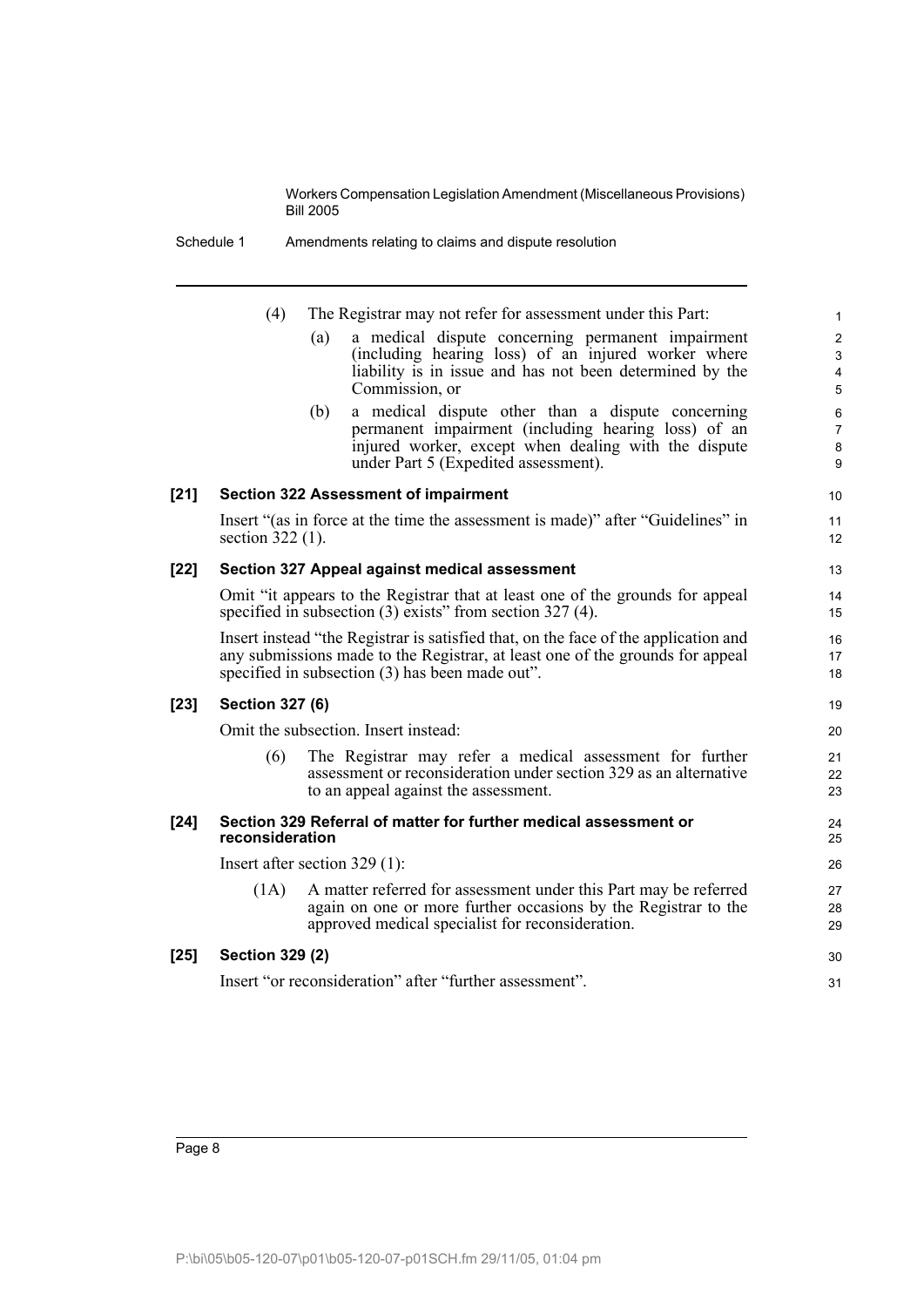(4) The Registrar may not refer for assessment under this Part:

(a) a medical dispute concerning permanent impairment (including hearing loss) of an injured worker where liability is in issue and has not been determined by the Commission, or

(b) a medical dispute other than a dispute concerning permanent impairment (including hearing loss) of an injured worker, except when dealing with the dispute under Part 5 (Expedited assessment).

**[21] Section 322 Assessment of impairment**

Insert "(as in force at the time the assessment is made)" after "Guidelines" in section 322 (1).

**[22] Section 327 Appeal against medical assessment**

Omit "it appears to the Registrar that at least one of the grounds for appeal specified in subsection (3) exists" from section 327 (4).

Insert instead "the Registrar is satisfied that, on the face of the application and any submissions made to the Registrar, at least one of the grounds for appeal specified in subsection (3) has been made out".

**[23] Section 327 (6)**

Omit the subsection. Insert instead:

(6) The Registrar may refer a medical assessment for further assessment or reconsideration under section 329 as an alternative to an appeal against the assessment.

**[24] Section 329 Referral of matter for further medical assessment or reconsideration**

Insert after section 329 (1):

(1A) A matter referred for assessment under this Part may be referred again on one or more further occasions by the Registrar to the approved medical specialist for reconsideration.

**[25] Section 329 (2)**

Insert "or reconsideration" after "further assessment".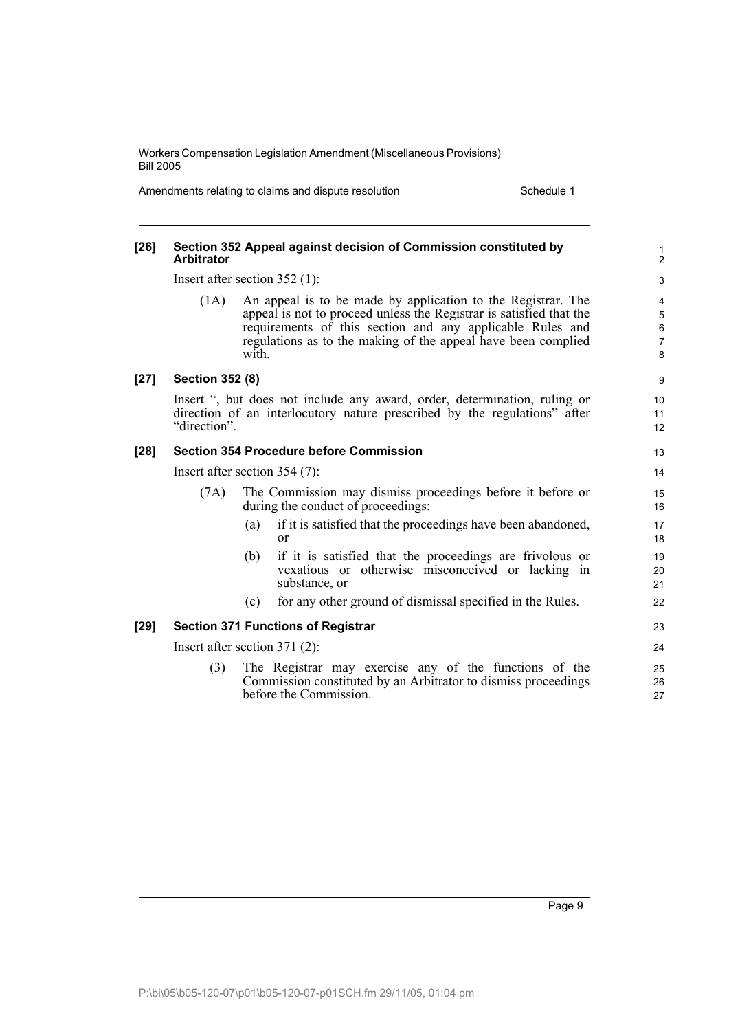**[26] Section 352 Appeal against decision of Commission constituted by Arbitrator**

Insert after section 352 (1):

(1A) An appeal is to be made by application to the Registrar. The appeal is not to proceed unless the Registrar is satisfied that the requirements of this section and any applicable Rules and regulations as to the making of the appeal have been complied with.

**[27] Section 352 (8)**

Insert ", but does not include any award, order, determination, ruling or direction of an interlocutory nature prescribed by the regulations" after "direction".

**[28] Section 354 Procedure before Commission**

Insert after section 354 (7):

(7A) The Commission may dismiss proceedings before it before or during the conduct of proceedings:

(a) if it is satisfied that the proceedings have been abandoned, or

(b) if it is satisfied that the proceedings are frivolous or vexatious or otherwise misconceived or lacking in substance, or

(c) for any other ground of dismissal specified in the Rules.

**[29] Section 371 Functions of Registrar**

Insert after section 371 (2):

(3) The Registrar may exercise any of the functions of the Commission constituted by an Arbitrator to dismiss proceedings before the Commission.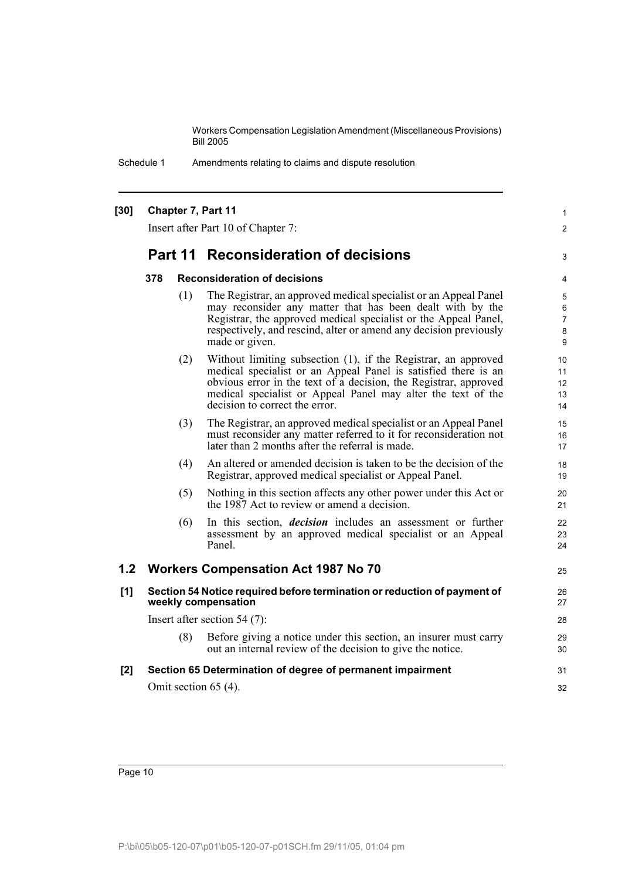**[30] Chapter 7, Part 11**

Insert after Part 10 of Chapter 7:

## Part 11 Reconsideration of decisions

### 378 Reconsideration of decisions

(1) The Registrar, an approved medical specialist or an Appeal Panel may reconsider any matter that has been dealt with by the Registrar, the approved medical specialist or the Appeal Panel, respectively, and rescind, alter or amend any decision previously made or given.

(2) Without limiting subsection (1), if the Registrar, an approved medical specialist or an Appeal Panel is satisfied there is an obvious error in the text of a decision, the Registrar, approved medical specialist or Appeal Panel may alter the text of the decision to correct the error.

(3) The Registrar, an approved medical specialist or an Appeal Panel must reconsider any matter referred to it for reconsideration not later than 2 months after the referral is made.

(4) An altered or amended decision is taken to be the decision of the Registrar, approved medical specialist or Appeal Panel.

(5) Nothing in this section affects any other power under this Act or the 1987 Act to review or amend a decision.

(6) In this section, ***decision*** includes an assessment or further assessment by an approved medical specialist or an Appeal Panel.

## 1.2 Workers Compensation Act 1987 No 70

**[1] Section 54 Notice required before termination or reduction of payment of weekly compensation**

Insert after section 54 (7):

(8) Before giving a notice under this section, an insurer must carry out an internal review of the decision to give the notice.

**[2] Section 65 Determination of degree of permanent impairment**

Omit section 65 (4).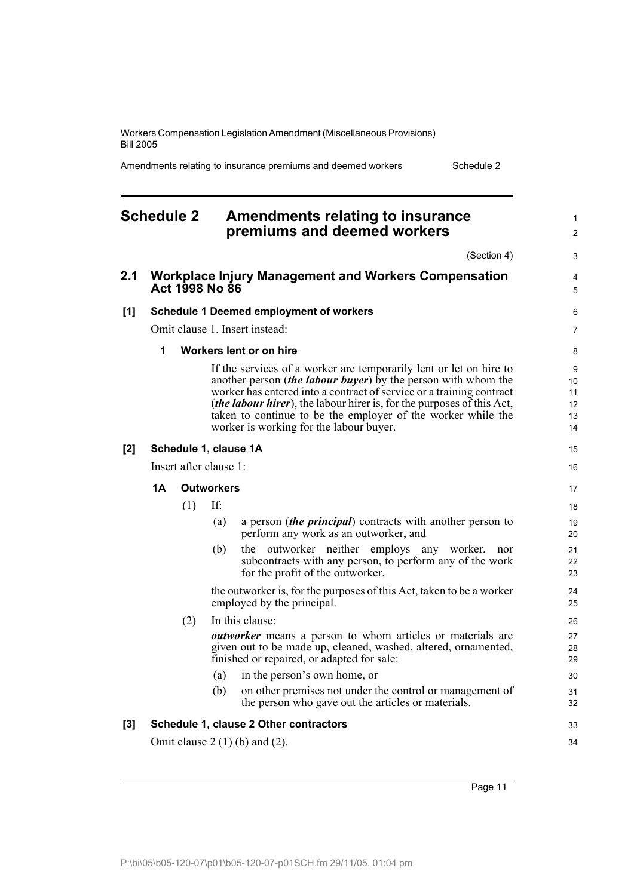# Schedule 2 Amendments relating to insurance premiums and deemed workers

(Section 4)

## 2.1 Workplace Injury Management and Workers Compensation Act 1998 No 86

**[1] Schedule 1 Deemed employment of workers**

Omit clause 1. Insert instead:

**1 Workers lent or on hire**

If the services of a worker are temporarily lent or let on hire to another person (***the labour buyer***) by the person with whom the worker has entered into a contract of service or a training contract (***the labour hirer***), the labour hirer is, for the purposes of this Act, taken to continue to be the employer of the worker while the worker is working for the labour buyer.

**[2] Schedule 1, clause 1A**

Insert after clause 1:

**1A Outworkers**

(1) If:

(a) a person (***the principal***) contracts with another person to perform any work as an outworker, and

(b) the outworker neither employs any worker, nor subcontracts with any person, to perform any of the work for the profit of the outworker,

the outworker is, for the purposes of this Act, taken to be a worker employed by the principal.

(2) In this clause:

***outworker*** means a person to whom articles or materials are given out to be made up, cleaned, washed, altered, ornamented, finished or repaired, or adapted for sale:

(a) in the person's own home, or

(b) on other premises not under the control or management of the person who gave out the articles or materials.

**[3] Schedule 1, clause 2 Other contractors**

Omit clause 2 (1) (b) and (2).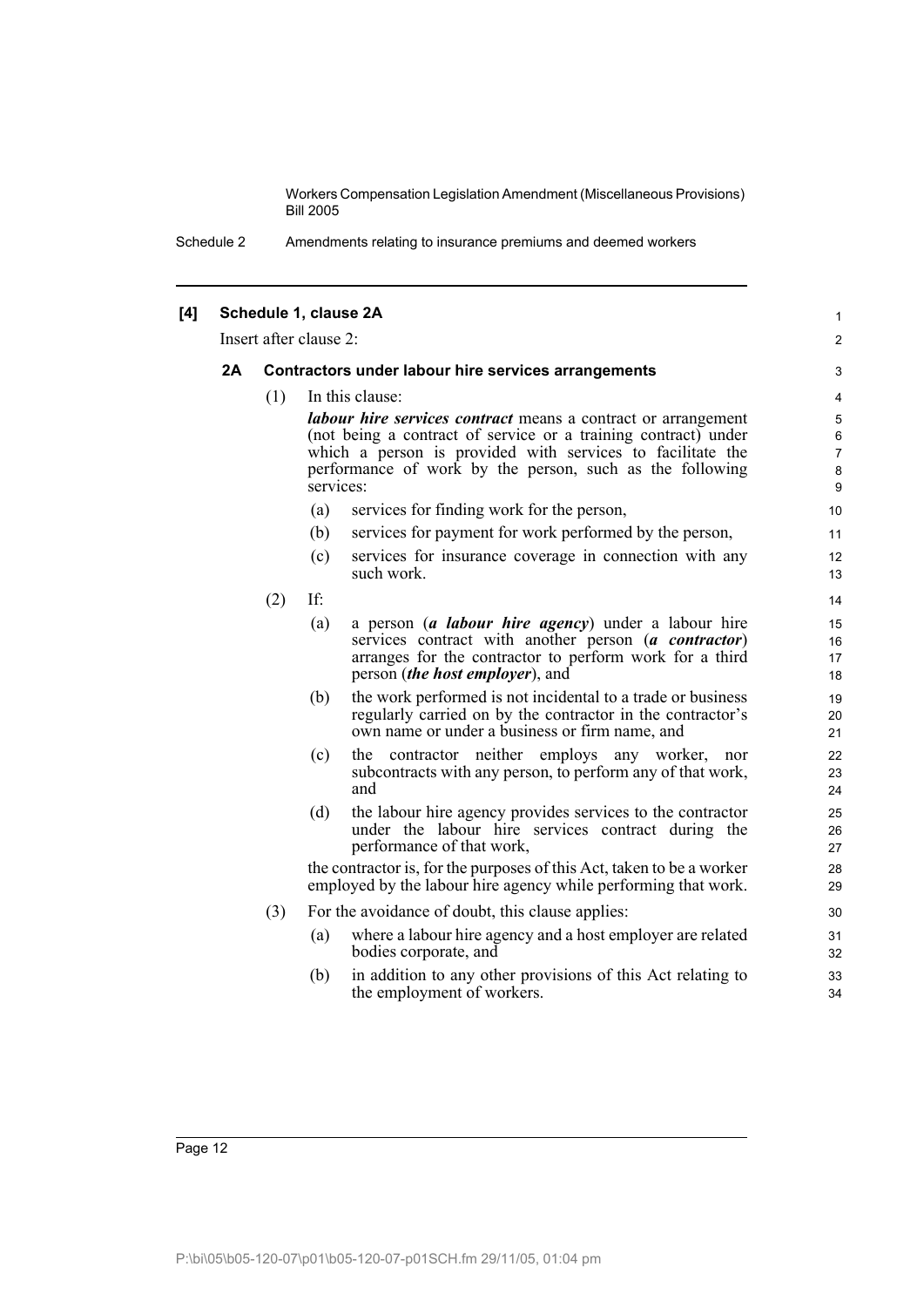**[4] Schedule 1, clause 2A**

Insert after clause 2:

**2A Contractors under labour hire services arrangements**

(1) In this clause:

***labour hire services contract*** means a contract or arrangement (not being a contract of service or a training contract) under which a person is provided with services to facilitate the performance of work by the person, such as the following services:

(a) services for finding work for the person,

(b) services for payment for work performed by the person,

(c) services for insurance coverage in connection with any such work.

(2) If:

(a) a person (***a labour hire agency***) under a labour hire services contract with another person (***a contractor***) arranges for the contractor to perform work for a third person (***the host employer***), and

(b) the work performed is not incidental to a trade or business regularly carried on by the contractor in the contractor's own name or under a business or firm name, and

(c) the contractor neither employs any worker, nor subcontracts with any person, to perform any of that work, and

(d) the labour hire agency provides services to the contractor under the labour hire services contract during the performance of that work,

the contractor is, for the purposes of this Act, taken to be a worker employed by the labour hire agency while performing that work.

(3) For the avoidance of doubt, this clause applies:

(a) where a labour hire agency and a host employer are related bodies corporate, and

(b) in addition to any other provisions of this Act relating to the employment of workers.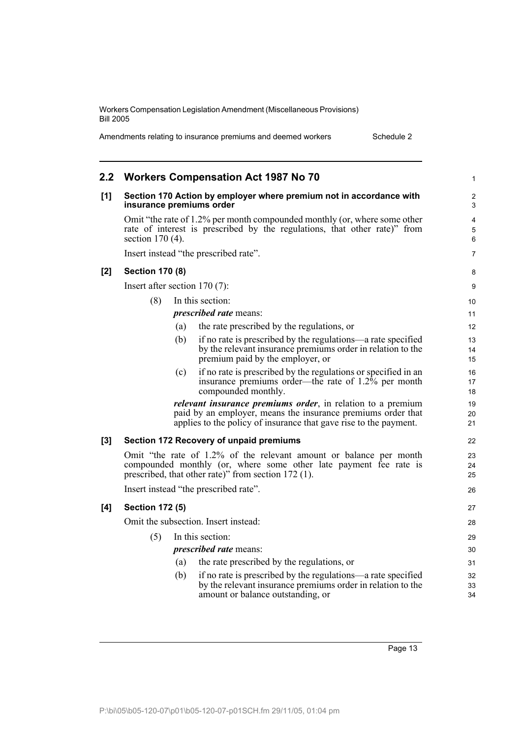## 2.2 Workers Compensation Act 1987 No 70

### [1] Section 170 Action by employer where premium not in accordance with insurance premiums order

Omit "the rate of 1.2% per month compounded monthly (or, where some other rate of interest is prescribed by the regulations, that other rate)" from section 170 (4).

Insert instead "the prescribed rate".

### [2] Section 170 (8)

Insert after section 170 (7):

(8) In this section:

***prescribed rate*** means:

(a) the rate prescribed by the regulations, or

(b) if no rate is prescribed by the regulations—a rate specified by the relevant insurance premiums order in relation to the premium paid by the employer, or

(c) if no rate is prescribed by the regulations or specified in an insurance premiums order—the rate of 1.2% per month compounded monthly.

***relevant insurance premiums order***, in relation to a premium paid by an employer, means the insurance premiums order that applies to the policy of insurance that gave rise to the payment.

### [3] Section 172 Recovery of unpaid premiums

Omit "the rate of 1.2% of the relevant amount or balance per month compounded monthly (or, where some other late payment fee rate is prescribed, that other rate)" from section 172 (1).

Insert instead "the prescribed rate".

### [4] Section 172 (5)

Omit the subsection. Insert instead:

(5) In this section:

***prescribed rate*** means:

(a) the rate prescribed by the regulations, or

(b) if no rate is prescribed by the regulations—a rate specified by the relevant insurance premiums order in relation to the amount or balance outstanding, or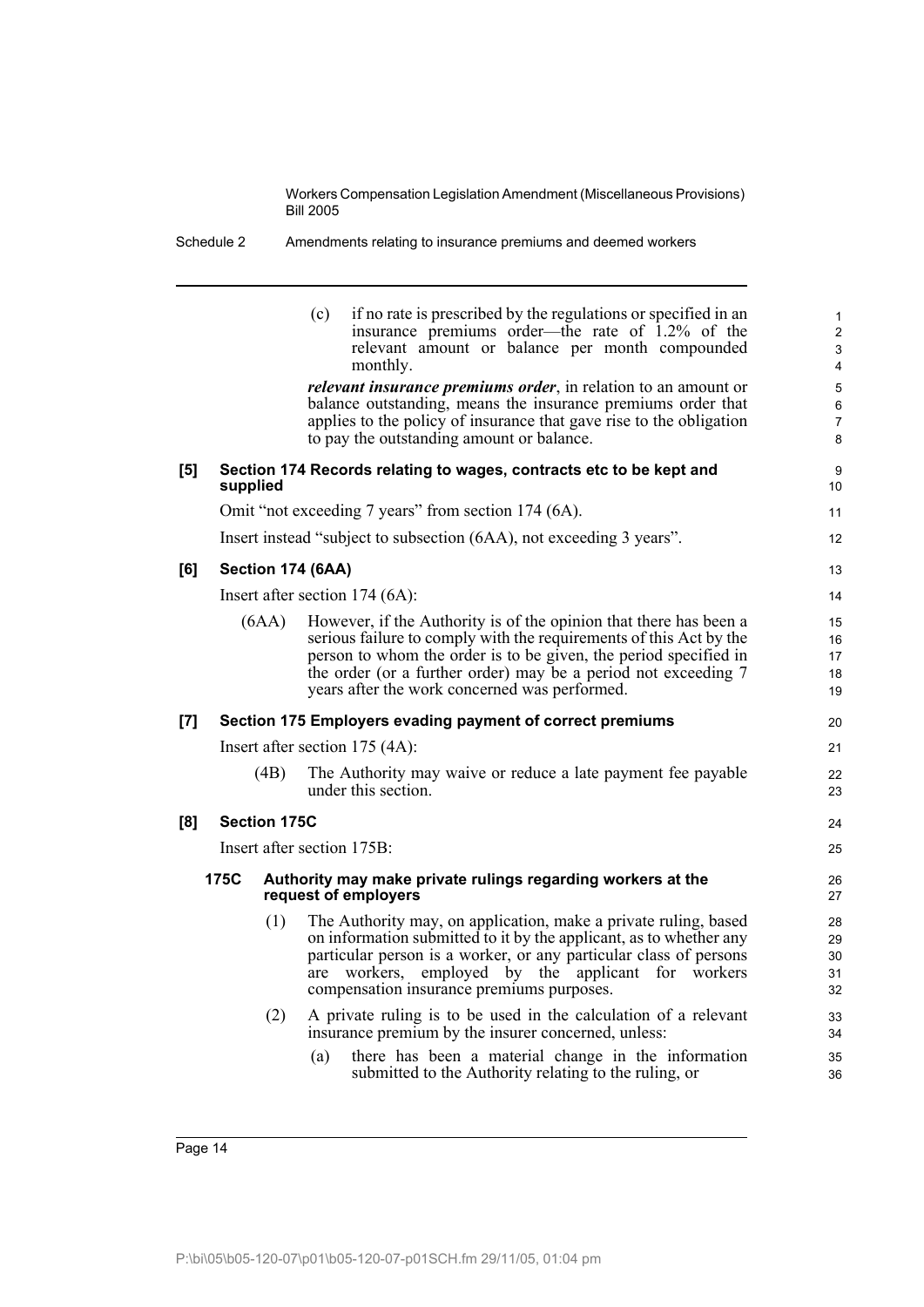(c) if no rate is prescribed by the regulations or specified in an insurance premiums order—the rate of 1.2% of the relevant amount or balance per month compounded monthly.

***relevant insurance premiums order***, in relation to an amount or balance outstanding, means the insurance premiums order that applies to the policy of insurance that gave rise to the obligation to pay the outstanding amount or balance.

**[5] Section 174 Records relating to wages, contracts etc to be kept and supplied**

Omit "not exceeding 7 years" from section 174 (6A).

Insert instead "subject to subsection (6AA), not exceeding 3 years".

**[6] Section 174 (6AA)**

Insert after section 174 (6A):

(6AA) However, if the Authority is of the opinion that there has been a serious failure to comply with the requirements of this Act by the person to whom the order is to be given, the period specified in the order (or a further order) may be a period not exceeding 7 years after the work concerned was performed.

**[7] Section 175 Employers evading payment of correct premiums**

Insert after section 175 (4A):

(4B) The Authority may waive or reduce a late payment fee payable under this section.

**[8] Section 175C**

Insert after section 175B:

**175C Authority may make private rulings regarding workers at the request of employers**

(1) The Authority may, on application, make a private ruling, based on information submitted to it by the applicant, as to whether any particular person is a worker, or any particular class of persons are workers, employed by the applicant for workers compensation insurance premiums purposes.

(2) A private ruling is to be used in the calculation of a relevant insurance premium by the insurer concerned, unless:

(a) there has been a material change in the information submitted to the Authority relating to the ruling, or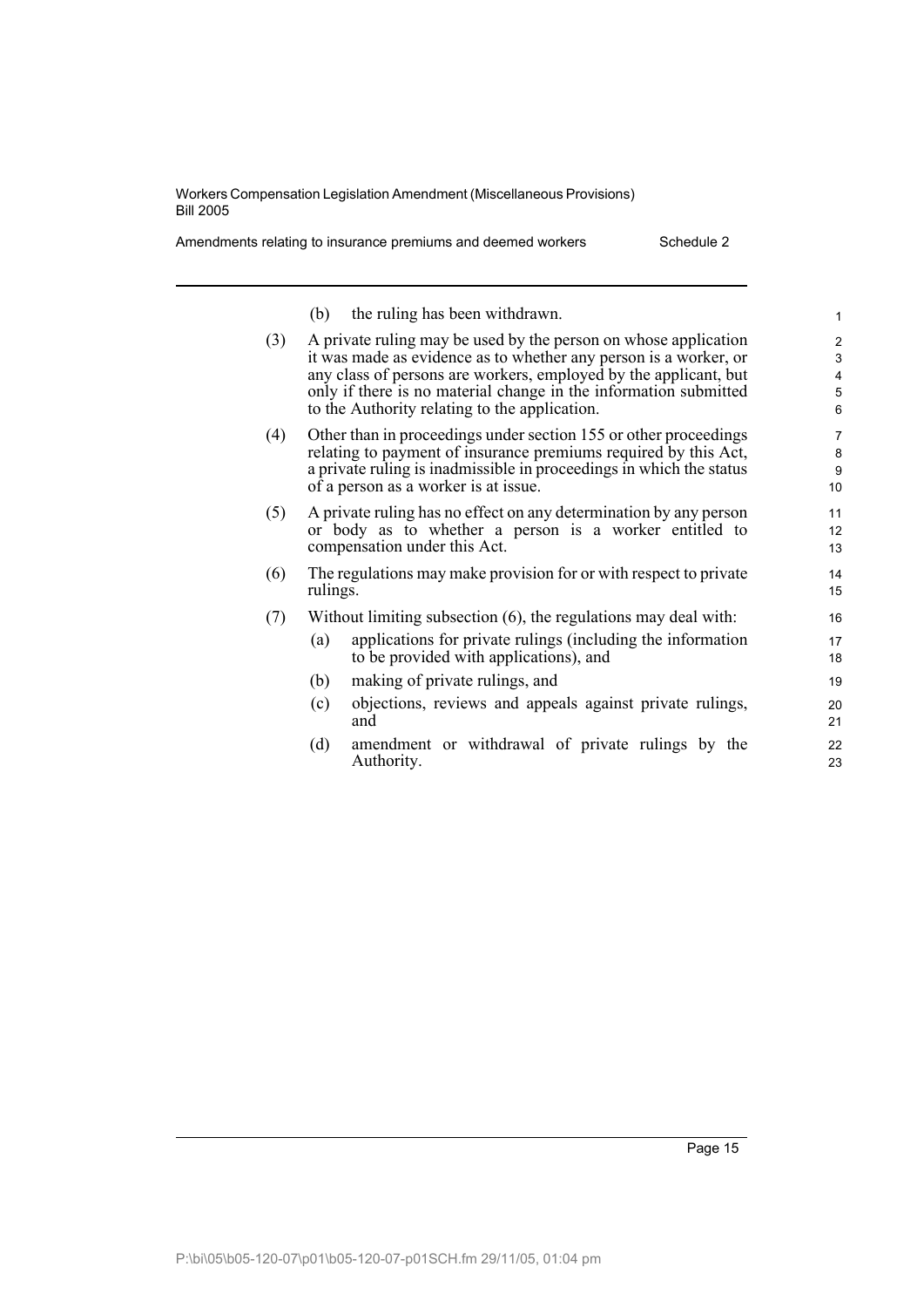(b) the ruling has been withdrawn.

(3) A private ruling may be used by the person on whose application it was made as evidence as to whether any person is a worker, or any class of persons are workers, employed by the applicant, but only if there is no material change in the information submitted to the Authority relating to the application.

(4) Other than in proceedings under section 155 or other proceedings relating to payment of insurance premiums required by this Act, a private ruling is inadmissible in proceedings in which the status of a person as a worker is at issue.

(5) A private ruling has no effect on any determination by any person or body as to whether a person is a worker entitled to compensation under this Act.

(6) The regulations may make provision for or with respect to private rulings.

(7) Without limiting subsection (6), the regulations may deal with:

(a) applications for private rulings (including the information to be provided with applications), and

(b) making of private rulings, and

(c) objections, reviews and appeals against private rulings, and

(d) amendment or withdrawal of private rulings by the Authority.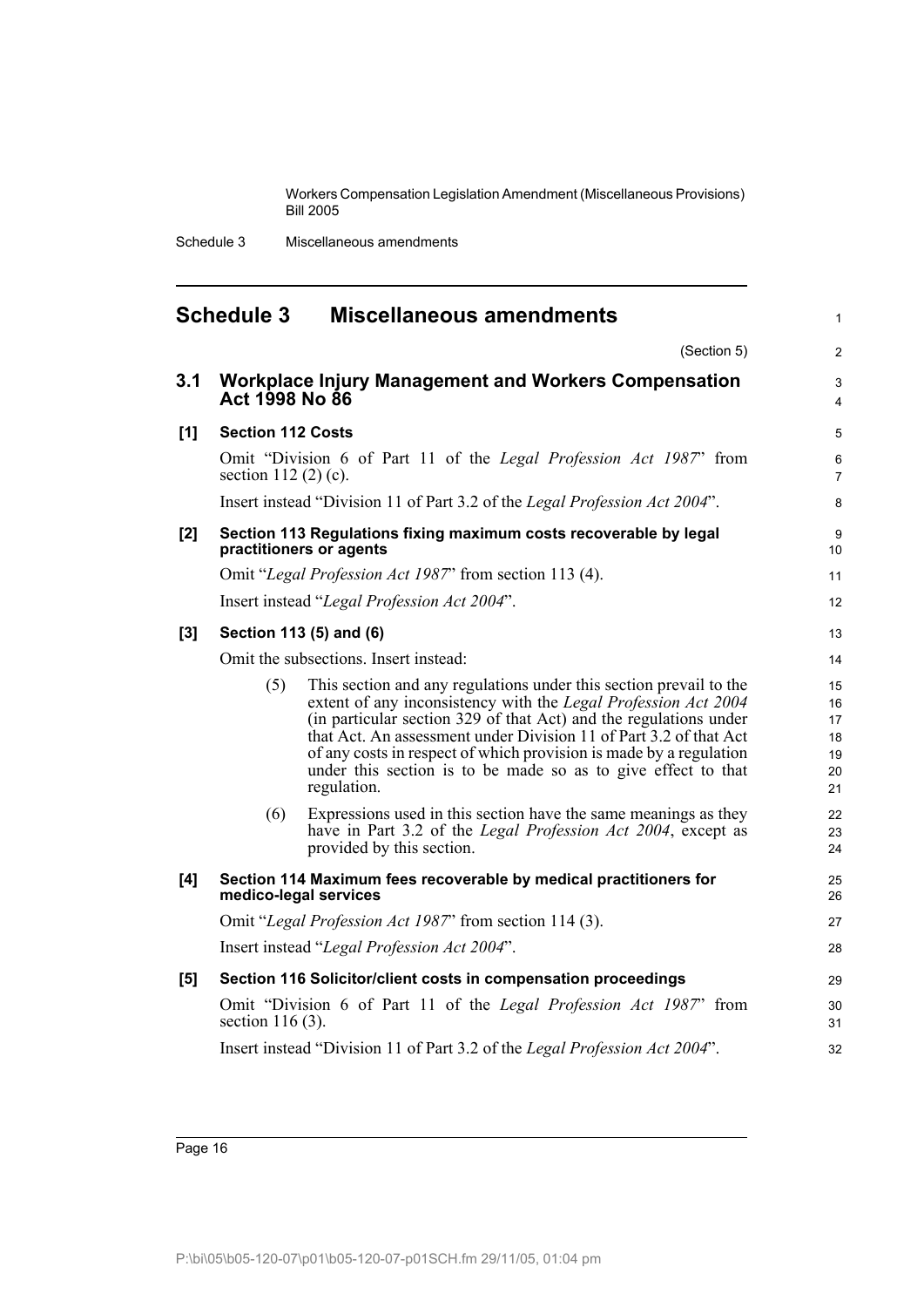## Schedule 3 Miscellaneous amendments

(Section 5)

### 3.1 Workplace Injury Management and Workers Compensation Act 1998 No 86

**[1] Section 112 Costs**

Omit "Division 6 of Part 11 of the *Legal Profession Act 1987*" from section 112 (2) (c).

Insert instead "Division 11 of Part 3.2 of the *Legal Profession Act 2004*".

**[2] Section 113 Regulations fixing maximum costs recoverable by legal practitioners or agents**

Omit "*Legal Profession Act 1987*" from section 113 (4).

Insert instead "*Legal Profession Act 2004*".

**[3] Section 113 (5) and (6)**

Omit the subsections. Insert instead:

(5) This section and any regulations under this section prevail to the extent of any inconsistency with the *Legal Profession Act 2004* (in particular section 329 of that Act) and the regulations under that Act. An assessment under Division 11 of Part 3.2 of that Act of any costs in respect of which provision is made by a regulation under this section is to be made so as to give effect to that regulation.

(6) Expressions used in this section have the same meanings as they have in Part 3.2 of the *Legal Profession Act 2004*, except as provided by this section.

**[4] Section 114 Maximum fees recoverable by medical practitioners for medico-legal services**

Omit "*Legal Profession Act 1987*" from section 114 (3).

Insert instead "*Legal Profession Act 2004*".

**[5] Section 116 Solicitor/client costs in compensation proceedings**

Omit "Division 6 of Part 11 of the *Legal Profession Act 1987*" from section 116 (3).

Insert instead "Division 11 of Part 3.2 of the *Legal Profession Act 2004*".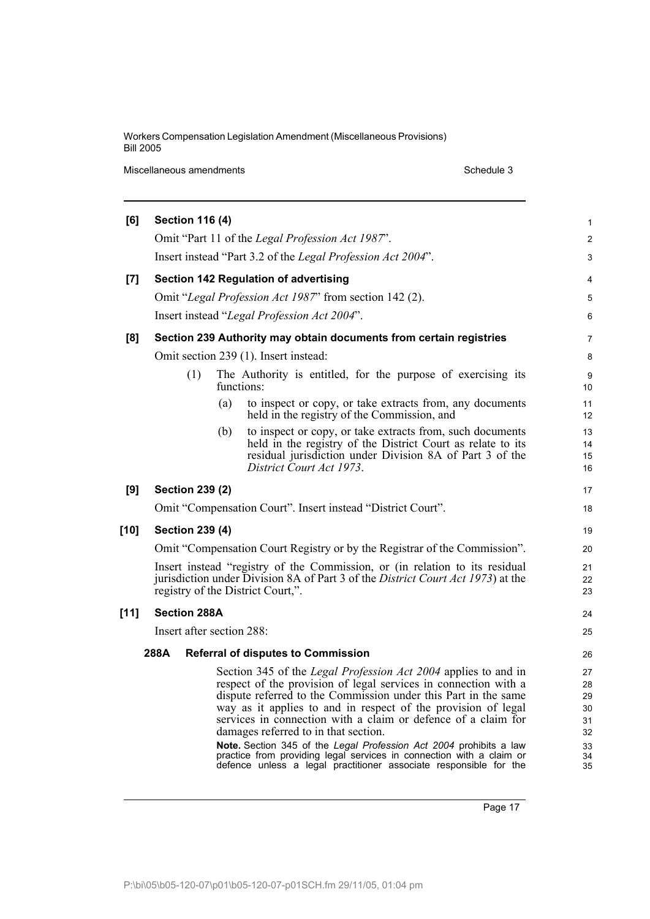**[6] Section 116 (4)**

Omit "Part 11 of the *Legal Profession Act 1987*".

Insert instead "Part 3.2 of the *Legal Profession Act 2004*".

**[7] Section 142 Regulation of advertising**

Omit "*Legal Profession Act 1987*" from section 142 (2).

Insert instead "*Legal Profession Act 2004*".

**[8] Section 239 Authority may obtain documents from certain registries**

Omit section 239 (1). Insert instead:

(1) The Authority is entitled, for the purpose of exercising its functions:

(a) to inspect or copy, or take extracts from, any documents held in the registry of the Commission, and

(b) to inspect or copy, or take extracts from, such documents held in the registry of the District Court as relate to its residual jurisdiction under Division 8A of Part 3 of the *District Court Act 1973*.

**[9] Section 239 (2)**

Omit "Compensation Court". Insert instead "District Court".

**[10] Section 239 (4)**

Omit "Compensation Court Registry or by the Registrar of the Commission".

Insert instead "registry of the Commission, or (in relation to its residual jurisdiction under Division 8A of Part 3 of the *District Court Act 1973*) at the registry of the District Court,".

**[11] Section 288A**

Insert after section 288:

**288A Referral of disputes to Commission**

Section 345 of the *Legal Profession Act 2004* applies to and in respect of the provision of legal services in connection with a dispute referred to the Commission under this Part in the same way as it applies to and in respect of the provision of legal services in connection with a claim or defence of a claim for damages referred to in that section.

**Note.** Section 345 of the *Legal Profession Act 2004* prohibits a law practice from providing legal services in connection with a claim or defence unless a legal practitioner associate responsible for the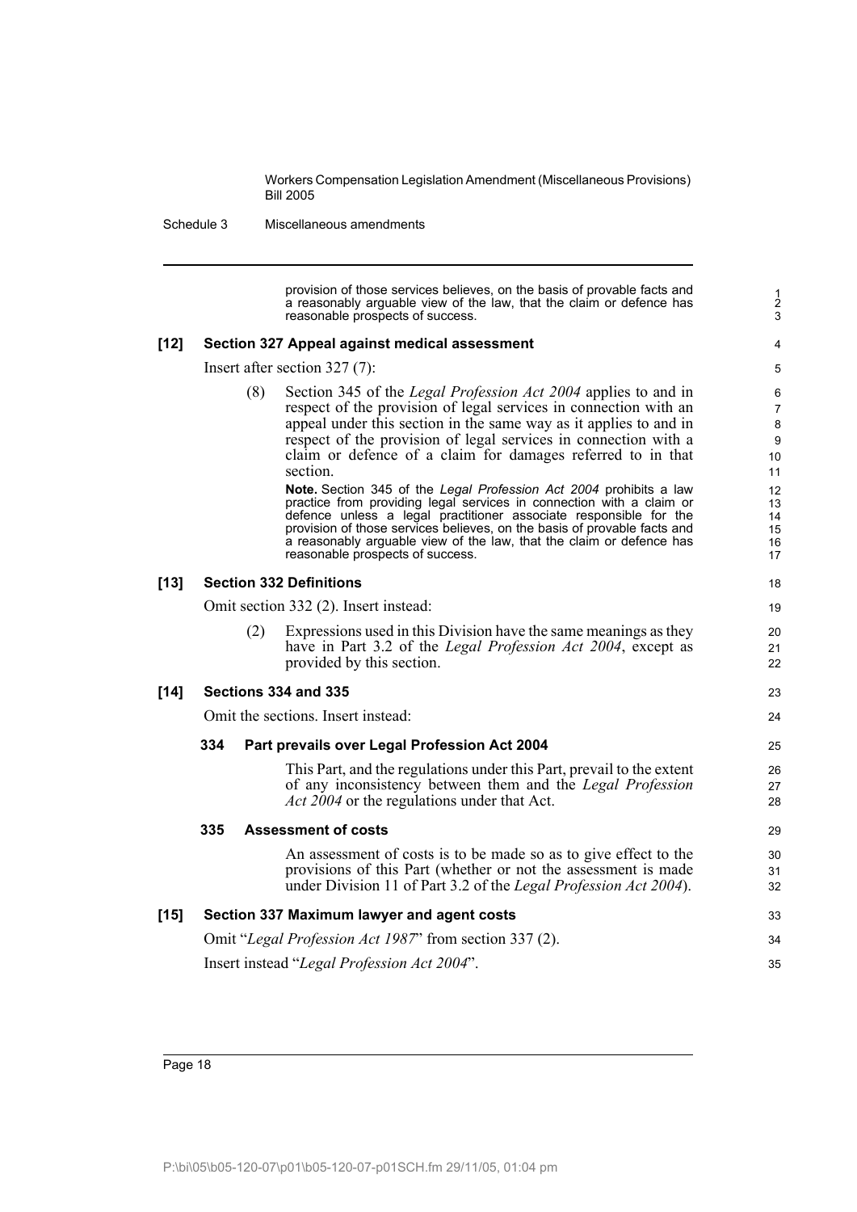provision of those services believes, on the basis of provable facts and a reasonably arguable view of the law, that the claim or defence has reasonable prospects of success.

**[12] Section 327 Appeal against medical assessment**

Insert after section 327 (7):

(8) Section 345 of the *Legal Profession Act 2004* applies to and in respect of the provision of legal services in connection with an appeal under this section in the same way as it applies to and in respect of the provision of legal services in connection with a claim or defence of a claim for damages referred to in that section.

**Note.** Section 345 of the *Legal Profession Act 2004* prohibits a law practice from providing legal services in connection with a claim or defence unless a legal practitioner associate responsible for the provision of those services believes, on the basis of provable facts and a reasonably arguable view of the law, that the claim or defence has reasonable prospects of success.

**[13] Section 332 Definitions**

Omit section 332 (2). Insert instead:

(2) Expressions used in this Division have the same meanings as they have in Part 3.2 of the *Legal Profession Act 2004*, except as provided by this section.

**[14] Sections 334 and 335**

Omit the sections. Insert instead:

**334 Part prevails over Legal Profession Act 2004**

This Part, and the regulations under this Part, prevail to the extent of any inconsistency between them and the *Legal Profession Act 2004* or the regulations under that Act.

**335 Assessment of costs**

An assessment of costs is to be made so as to give effect to the provisions of this Part (whether or not the assessment is made under Division 11 of Part 3.2 of the *Legal Profession Act 2004*).

**[15] Section 337 Maximum lawyer and agent costs**

Omit "*Legal Profession Act 1987*" from section 337 (2).

Insert instead "*Legal Profession Act 2004*".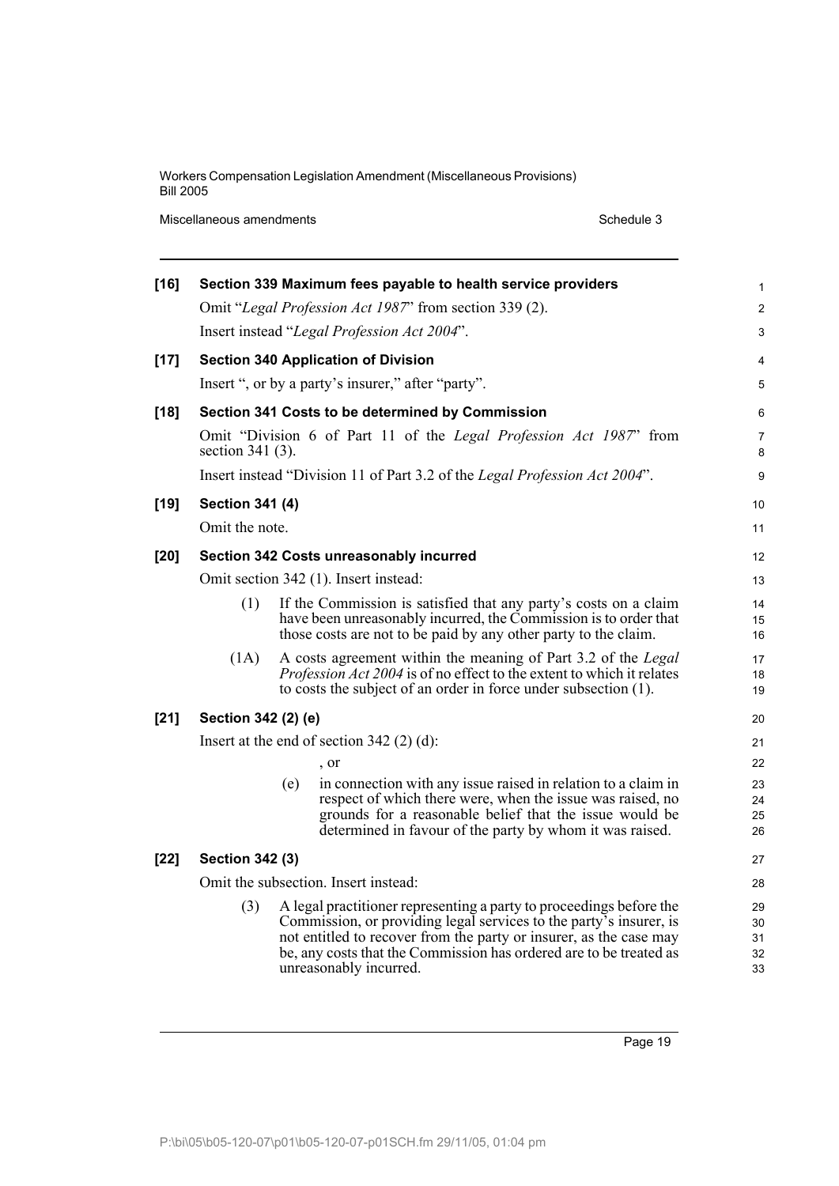**[16] Section 339 Maximum fees payable to health service providers**

Omit "*Legal Profession Act 1987*" from section 339 (2).

Insert instead "*Legal Profession Act 2004*".

**[17] Section 340 Application of Division**

Insert ", or by a party's insurer," after "party".

**[18] Section 341 Costs to be determined by Commission**

Omit "Division 6 of Part 11 of the *Legal Profession Act 1987*" from section 341 (3).

Insert instead "Division 11 of Part 3.2 of the *Legal Profession Act 2004*".

**[19] Section 341 (4)**

Omit the note.

**[20] Section 342 Costs unreasonably incurred**

Omit section 342 (1). Insert instead:

(1) If the Commission is satisfied that any party's costs on a claim have been unreasonably incurred, the Commission is to order that those costs are not to be paid by any other party to the claim.

(1A) A costs agreement within the meaning of Part 3.2 of the *Legal Profession Act 2004* is of no effect to the extent to which it relates to costs the subject of an order in force under subsection (1).

**[21] Section 342 (2) (e)**

Insert at the end of section 342 (2) (d):

, or

(e) in connection with any issue raised in relation to a claim in respect of which there were, when the issue was raised, no grounds for a reasonable belief that the issue would be determined in favour of the party by whom it was raised.

**[22] Section 342 (3)**

Omit the subsection. Insert instead:

(3) A legal practitioner representing a party to proceedings before the Commission, or providing legal services to the party's insurer, is not entitled to recover from the party or insurer, as the case may be, any costs that the Commission has ordered are to be treated as unreasonably incurred.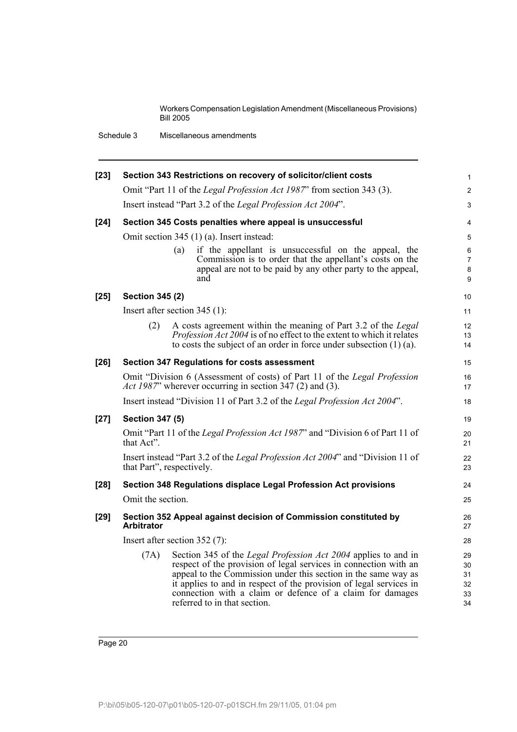**[23] Section 343 Restrictions on recovery of solicitor/client costs**

Omit "Part 11 of the *Legal Profession Act 1987*" from section 343 (3).

Insert instead "Part 3.2 of the *Legal Profession Act 2004*".

**[24] Section 345 Costs penalties where appeal is unsuccessful**

Omit section 345 (1) (a). Insert instead:

> (a) if the appellant is unsuccessful on the appeal, the Commission is to order that the appellant's costs on the appeal are not to be paid by any other party to the appeal, and

**[25] Section 345 (2)**

Insert after section 345 (1):

> (2) A costs agreement within the meaning of Part 3.2 of the *Legal Profession Act 2004* is of no effect to the extent to which it relates to costs the subject of an order in force under subsection (1) (a).

**[26] Section 347 Regulations for costs assessment**

Omit "Division 6 (Assessment of costs) of Part 11 of the *Legal Profession Act 1987*" wherever occurring in section 347 (2) and (3).

Insert instead "Division 11 of Part 3.2 of the *Legal Profession Act 2004*".

**[27] Section 347 (5)**

Omit "Part 11 of the *Legal Profession Act 1987*" and "Division 6 of Part 11 of that Act".

Insert instead "Part 3.2 of the *Legal Profession Act 2004*" and "Division 11 of that Part", respectively.

**[28] Section 348 Regulations displace Legal Profession Act provisions**

Omit the section.

**[29] Section 352 Appeal against decision of Commission constituted by Arbitrator**

Insert after section 352 (7):

> (7A) Section 345 of the *Legal Profession Act 2004* applies to and in respect of the provision of legal services in connection with an appeal to the Commission under this section in the same way as it applies to and in respect of the provision of legal services in connection with a claim or defence of a claim for damages referred to in that section.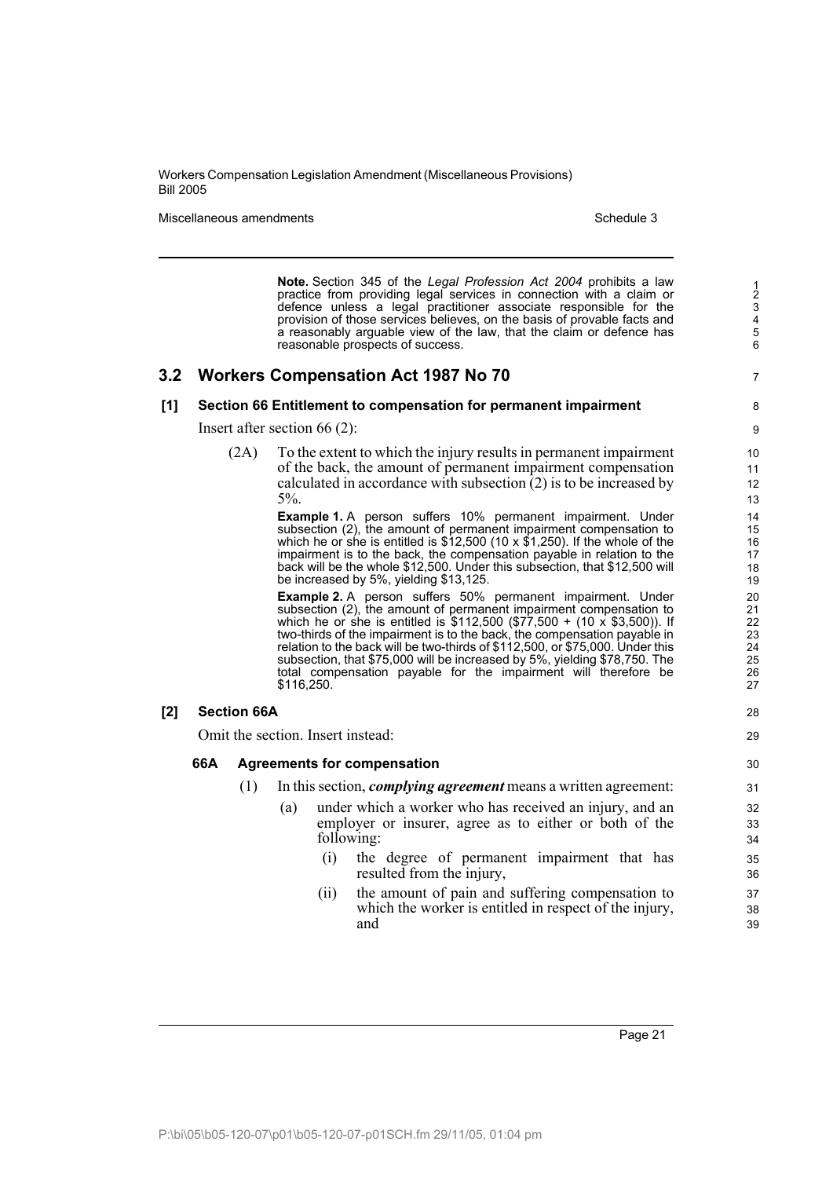**Note.** Section 345 of the *Legal Profession Act 2004* prohibits a law practice from providing legal services in connection with a claim or defence unless a legal practitioner associate responsible for the provision of those services believes, on the basis of provable facts and a reasonably arguable view of the law, that the claim or defence has reasonable prospects of success.

## 3.2 Workers Compensation Act 1987 No 70

### [1] Section 66 Entitlement to compensation for permanent impairment

Insert after section 66 (2):

(2A) To the extent to which the injury results in permanent impairment of the back, the amount of permanent impairment compensation calculated in accordance with subsection (2) is to be increased by 5%.

**Example 1.** A person suffers 10% permanent impairment. Under subsection (2), the amount of permanent impairment compensation to which he or she is entitled is $12,500 (10 x $1,250). If the whole of the impairment is to the back, the compensation payable in relation to the back will be the whole $12,500. Under this subsection, that $12,500 will be increased by 5%, yielding $13,125.

**Example 2.** A person suffers 50% permanent impairment. Under subsection (2), the amount of permanent impairment compensation to which he or she is entitled is $112,500 ($77,500 + (10 x $3,500)). If two-thirds of the impairment is to the back, the compensation payable in relation to the back will be two-thirds of $112,500, or $75,000. Under this subsection, that $75,000 will be increased by 5%, yielding $78,750. The total compensation payable for the impairment will therefore be $116,250.

### [2] Section 66A

Omit the section. Insert instead:

#### 66A Agreements for compensation

(1) In this section, ***complying agreement*** means a written agreement:

- (a) under which a worker who has received an injury, and an employer or insurer, agree as to either or both of the following:
  - (i) the degree of permanent impairment that has resulted from the injury,
  - (ii) the amount of pain and suffering compensation to which the worker is entitled in respect of the injury, and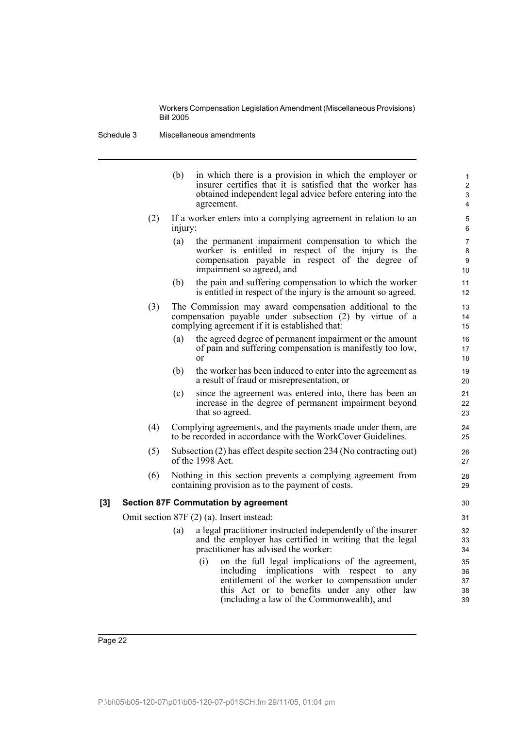(b) in which there is a provision in which the employer or insurer certifies that it is satisfied that the worker has obtained independent legal advice before entering into the agreement.

(2) If a worker enters into a complying agreement in relation to an injury:

(a) the permanent impairment compensation to which the worker is entitled in respect of the injury is the compensation payable in respect of the degree of impairment so agreed, and

(b) the pain and suffering compensation to which the worker is entitled in respect of the injury is the amount so agreed.

(3) The Commission may award compensation additional to the compensation payable under subsection (2) by virtue of a complying agreement if it is established that:

(a) the agreed degree of permanent impairment or the amount of pain and suffering compensation is manifestly too low, or

(b) the worker has been induced to enter into the agreement as a result of fraud or misrepresentation, or

(c) since the agreement was entered into, there has been an increase in the degree of permanent impairment beyond that so agreed.

(4) Complying agreements, and the payments made under them, are to be recorded in accordance with the WorkCover Guidelines.

(5) Subsection (2) has effect despite section 234 (No contracting out) of the 1998 Act.

(6) Nothing in this section prevents a complying agreement from containing provision as to the payment of costs.

**[3] Section 87F Commutation by agreement**

Omit section 87F (2) (a). Insert instead:

(a) a legal practitioner instructed independently of the insurer and the employer has certified in writing that the legal practitioner has advised the worker:

(i) on the full legal implications of the agreement, including implications with respect to any entitlement of the worker to compensation under this Act or to benefits under any other law (including a law of the Commonwealth), and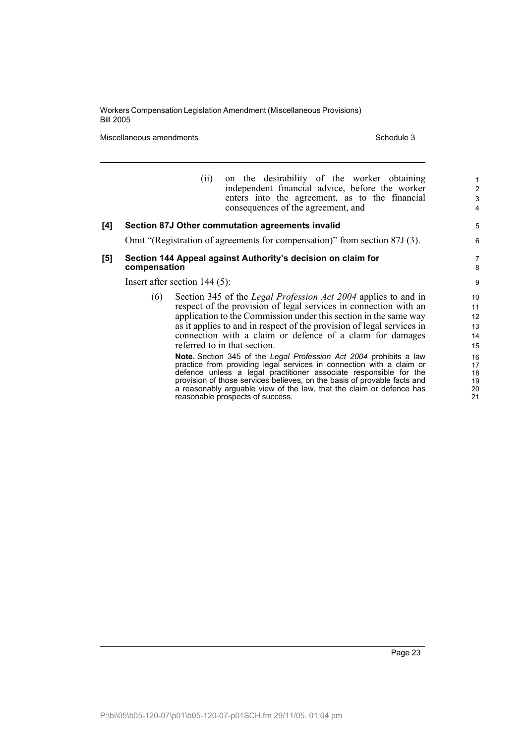(ii) on the desirability of the worker obtaining independent financial advice, before the worker enters into the agreement, as to the financial consequences of the agreement, and

**[4] Section 87J Other commutation agreements invalid**

Omit "(Registration of agreements for compensation)" from section 87J (3).

**[5] Section 144 Appeal against Authority's decision on claim for compensation**

Insert after section 144 (5):

(6) Section 345 of the *Legal Profession Act 2004* applies to and in respect of the provision of legal services in connection with an application to the Commission under this section in the same way as it applies to and in respect of the provision of legal services in connection with a claim or defence of a claim for damages referred to in that section.

**Note.** Section 345 of the *Legal Profession Act 2004* prohibits a law practice from providing legal services in connection with a claim or defence unless a legal practitioner associate responsible for the provision of those services believes, on the basis of provable facts and a reasonably arguable view of the law, that the claim or defence has reasonable prospects of success.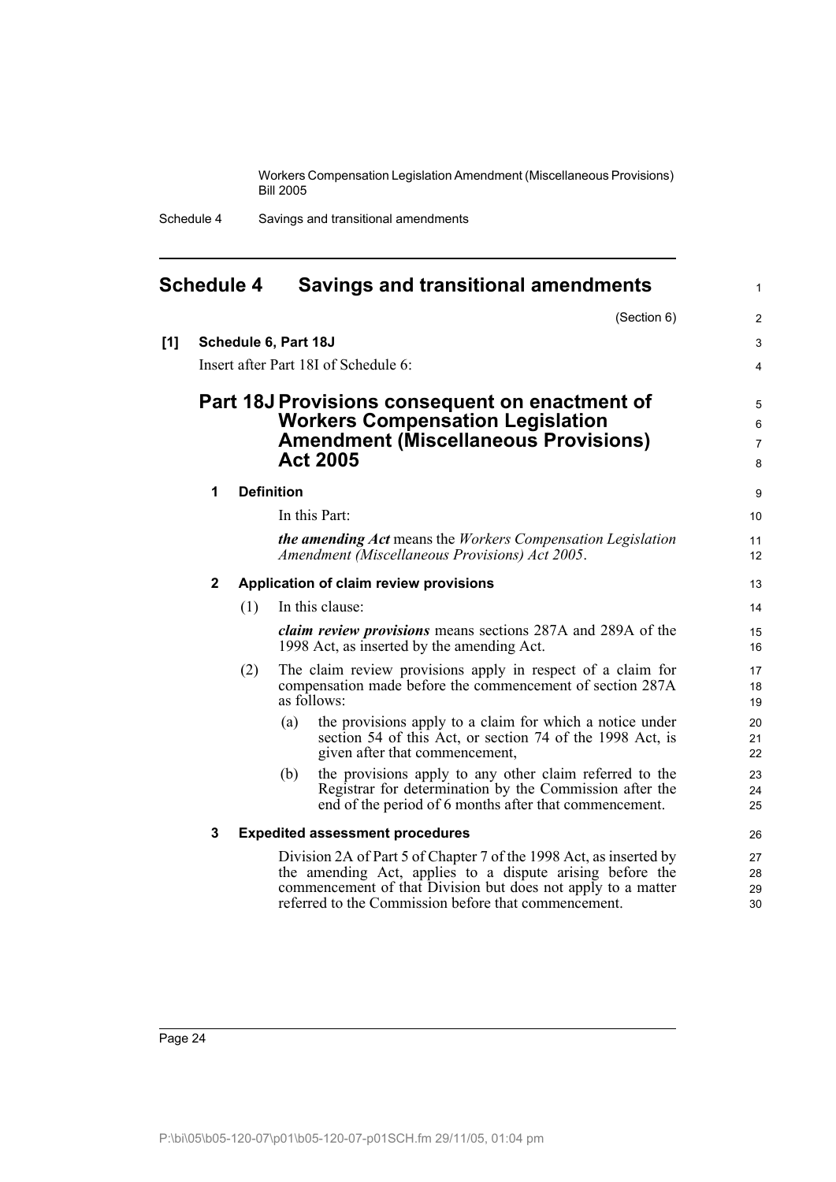# Schedule 4 Savings and transitional amendments

(Section 6)

**[1] Schedule 6, Part 18J**

Insert after Part 18I of Schedule 6:

## Part 18J Provisions consequent on enactment of Workers Compensation Legislation Amendment (Miscellaneous Provisions) Act 2005

### 1 Definition

In this Part:

***the amending Act*** means the *Workers Compensation Legislation Amendment (Miscellaneous Provisions) Act 2005*.

### 2 Application of claim review provisions

(1) In this clause:

***claim review provisions*** means sections 287A and 289A of the 1998 Act, as inserted by the amending Act.

(2) The claim review provisions apply in respect of a claim for compensation made before the commencement of section 287A as follows:

- (a) the provisions apply to a claim for which a notice under section 54 of this Act, or section 74 of the 1998 Act, is given after that commencement,
- (b) the provisions apply to any other claim referred to the Registrar for determination by the Commission after the end of the period of 6 months after that commencement.

### 3 Expedited assessment procedures

Division 2A of Part 5 of Chapter 7 of the 1998 Act, as inserted by the amending Act, applies to a dispute arising before the commencement of that Division but does not apply to a matter referred to the Commission before that commencement.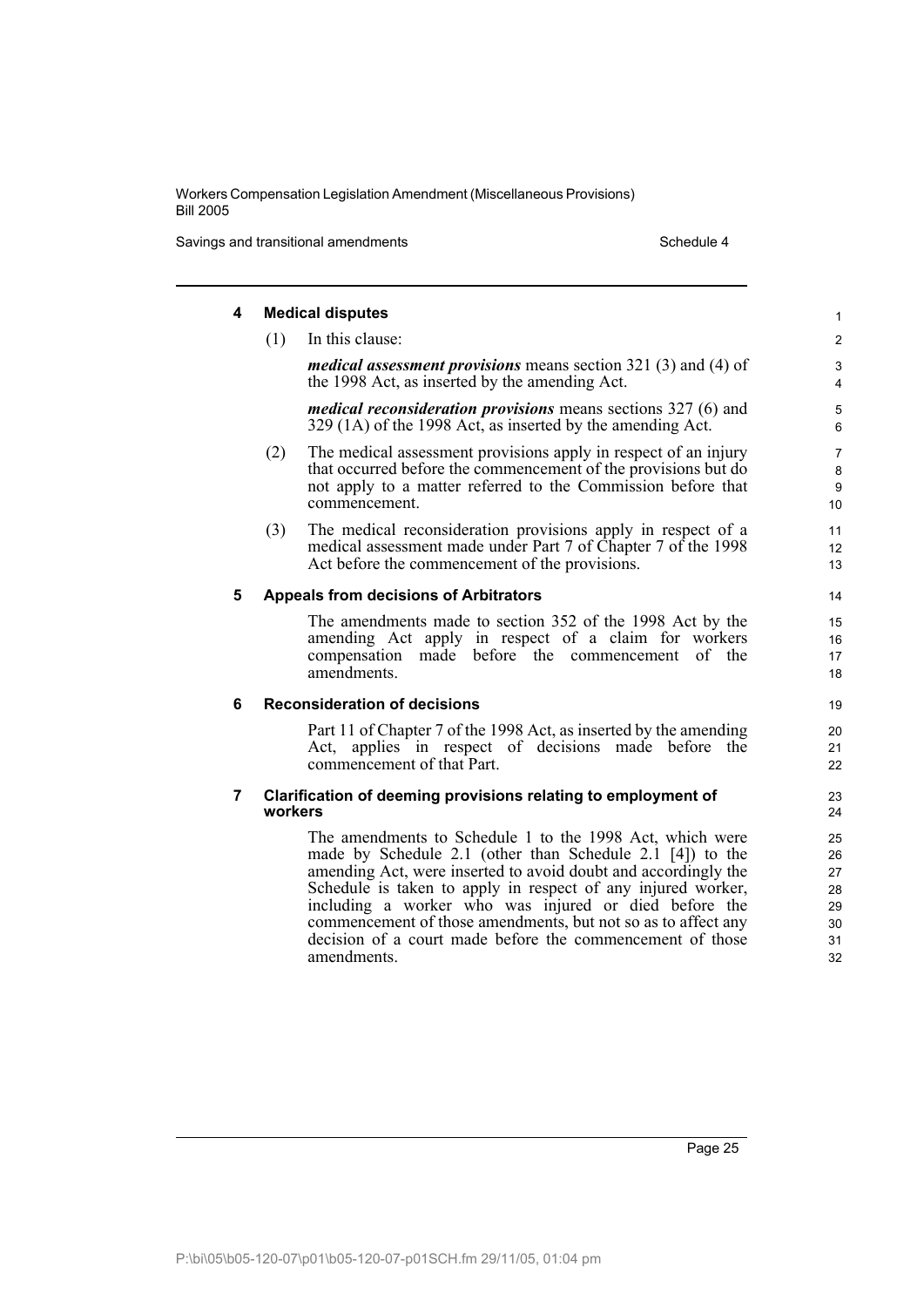**4 Medical disputes**

(1) In this clause:

***medical assessment provisions*** means section 321 (3) and (4) of the 1998 Act, as inserted by the amending Act.

***medical reconsideration provisions*** means sections 327 (6) and 329 (1A) of the 1998 Act, as inserted by the amending Act.

(2) The medical assessment provisions apply in respect of an injury that occurred before the commencement of the provisions but do not apply to a matter referred to the Commission before that commencement.

(3) The medical reconsideration provisions apply in respect of a medical assessment made under Part 7 of Chapter 7 of the 1998 Act before the commencement of the provisions.

**5 Appeals from decisions of Arbitrators**

The amendments made to section 352 of the 1998 Act by the amending Act apply in respect of a claim for workers compensation made before the commencement of the amendments.

**6 Reconsideration of decisions**

Part 11 of Chapter 7 of the 1998 Act, as inserted by the amending Act, applies in respect of decisions made before the commencement of that Part.

**7 Clarification of deeming provisions relating to employment of workers**

The amendments to Schedule 1 to the 1998 Act, which were made by Schedule 2.1 (other than Schedule 2.1 [4]) to the amending Act, were inserted to avoid doubt and accordingly the Schedule is taken to apply in respect of any injured worker, including a worker who was injured or died before the commencement of those amendments, but not so as to affect any decision of a court made before the commencement of those amendments.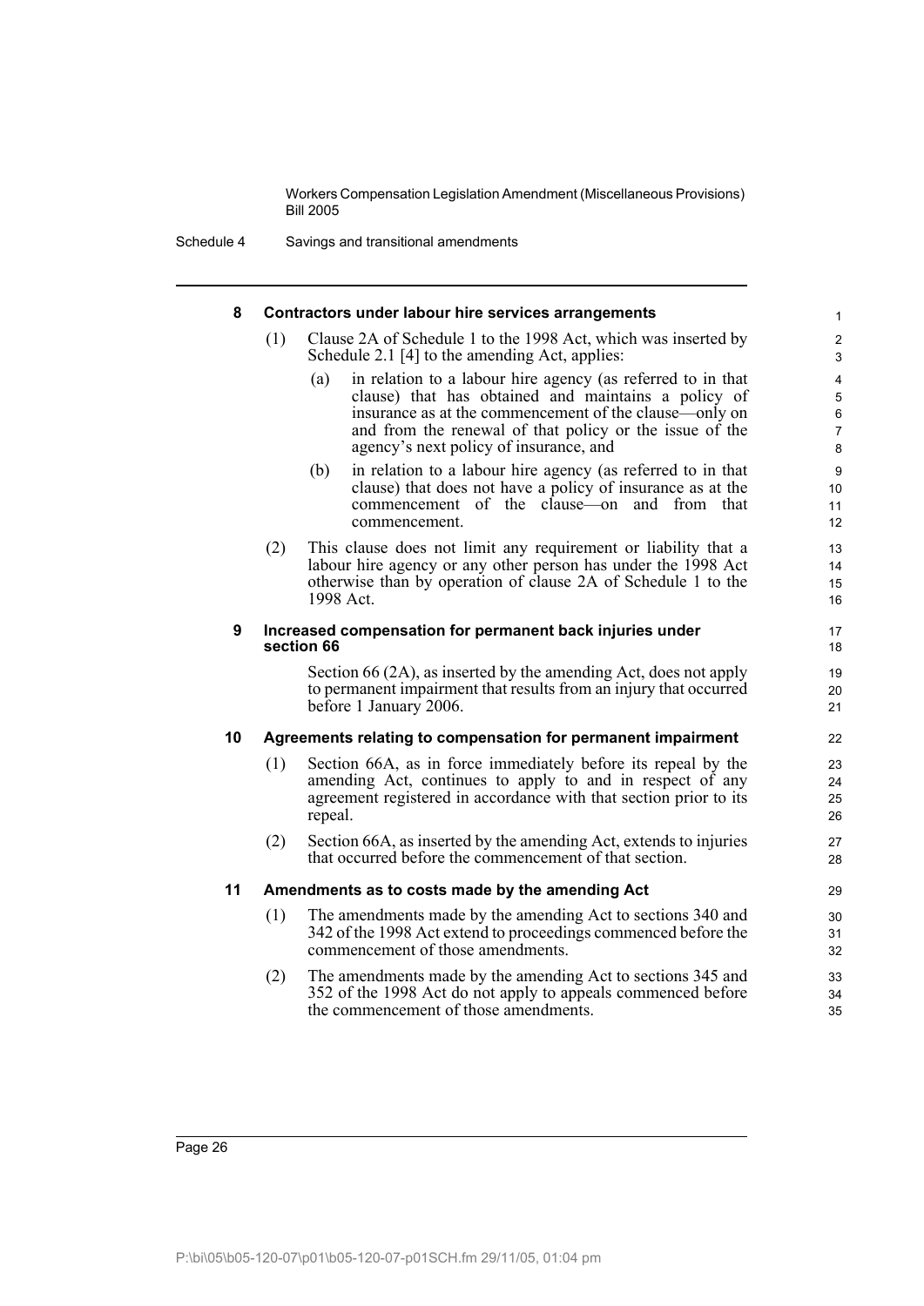## 8 Contractors under labour hire services arrangements

(1) Clause 2A of Schedule 1 to the 1998 Act, which was inserted by Schedule 2.1 [4] to the amending Act, applies:

(a) in relation to a labour hire agency (as referred to in that clause) that has obtained and maintains a policy of insurance as at the commencement of the clause—only on and from the renewal of that policy or the issue of the agency's next policy of insurance, and

(b) in relation to a labour hire agency (as referred to in that clause) that does not have a policy of insurance as at the commencement of the clause—on and from that commencement.

(2) This clause does not limit any requirement or liability that a labour hire agency or any other person has under the 1998 Act otherwise than by operation of clause 2A of Schedule 1 to the 1998 Act.

## 9 Increased compensation for permanent back injuries under section 66

Section 66 (2A), as inserted by the amending Act, does not apply to permanent impairment that results from an injury that occurred before 1 January 2006.

## 10 Agreements relating to compensation for permanent impairment

(1) Section 66A, as in force immediately before its repeal by the amending Act, continues to apply to and in respect of any agreement registered in accordance with that section prior to its repeal.

(2) Section 66A, as inserted by the amending Act, extends to injuries that occurred before the commencement of that section.

## 11 Amendments as to costs made by the amending Act

(1) The amendments made by the amending Act to sections 340 and 342 of the 1998 Act extend to proceedings commenced before the commencement of those amendments.

(2) The amendments made by the amending Act to sections 345 and 352 of the 1998 Act do not apply to appeals commenced before the commencement of those amendments.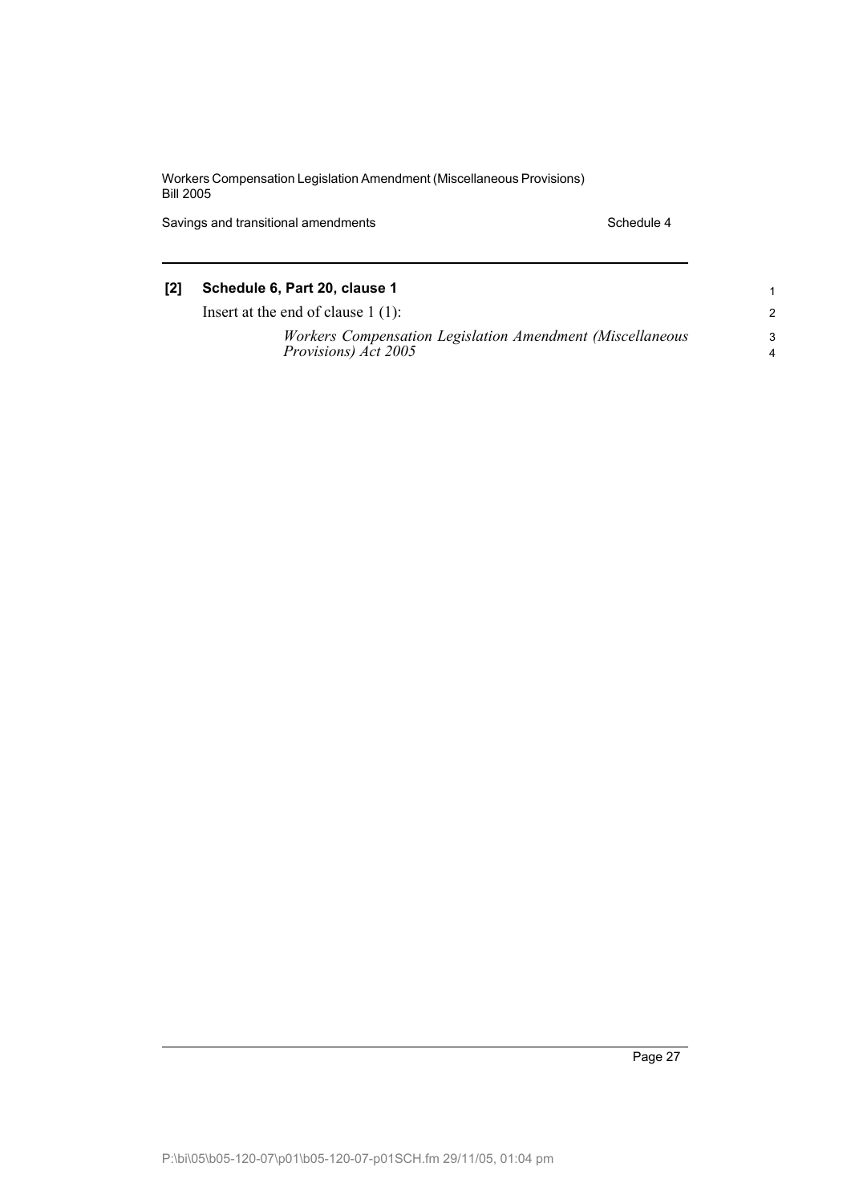**[2] Schedule 6, Part 20, clause 1**

Insert at the end of clause 1 (1):

*Workers Compensation Legislation Amendment (Miscellaneous Provisions) Act 2005*